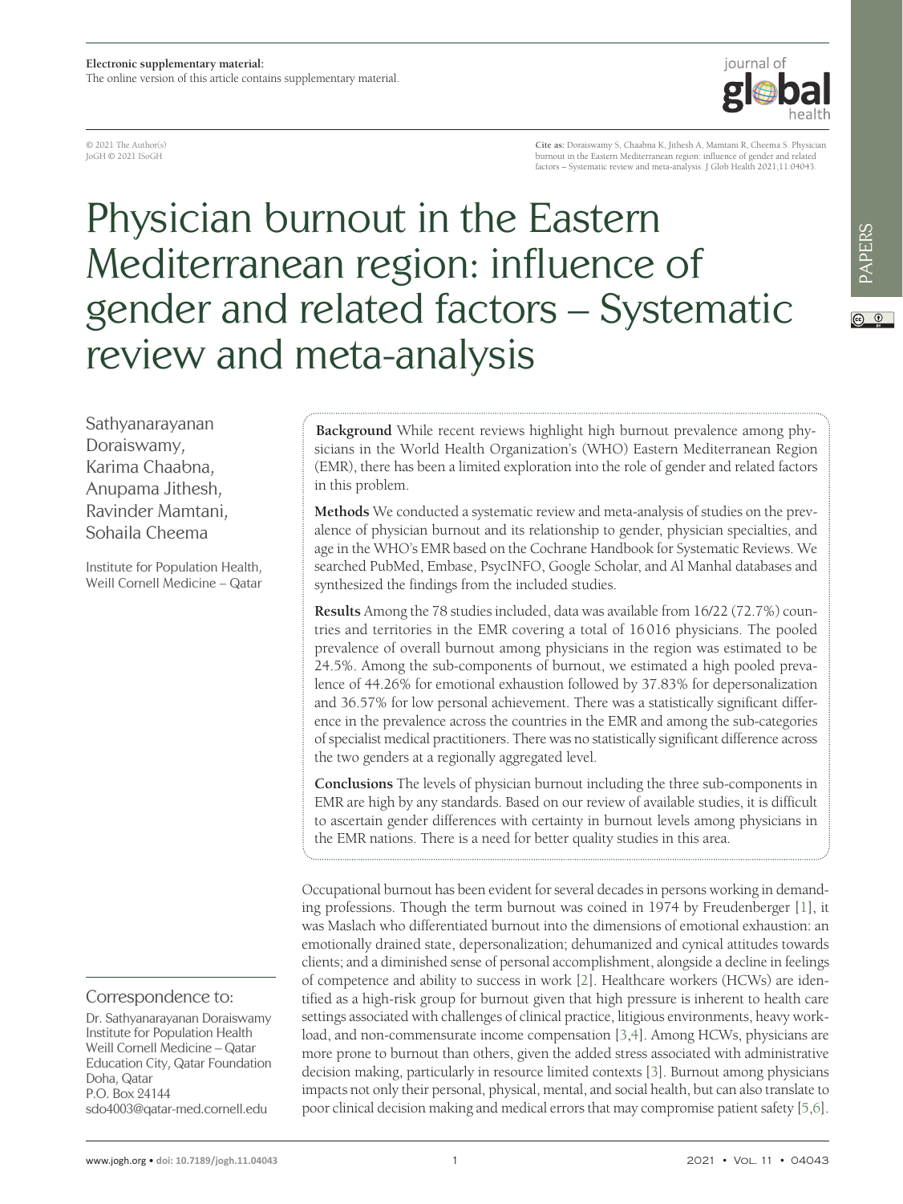**Electronic supplementary material:**
The online version of this article contains supplementary material.

© 2021 The Author(s)
JoGH © 2021 ISoGH

**Cite as:** Doraiswamy S, Chaabna K, Jithesh A, Mamtani R, Cheema S. Physician burnout in the Eastern Mediterranean region: influence of gender and related factors – Systematic review and meta-analysis. J Glob Health 2021;11:04043.

# Physician burnout in the Eastern Mediterranean region: influence of gender and related factors – Systematic review and meta-analysis

Sathyanarayanan Doraiswamy, Karima Chaabna, Anupama Jithesh, Ravinder Mamtani, Sohaila Cheema

Institute for Population Health, Weill Cornell Medicine – Qatar

**Background** While recent reviews highlight high burnout prevalence among physicians in the World Health Organization's (WHO) Eastern Mediterranean Region (EMR), there has been a limited exploration into the role of gender and related factors in this problem.

**Methods** We conducted a systematic review and meta-analysis of studies on the prevalence of physician burnout and its relationship to gender, physician specialties, and age in the WHO's EMR based on the Cochrane Handbook for Systematic Reviews. We searched PubMed, Embase, PsycINFO, Google Scholar, and Al Manhal databases and synthesized the findings from the included studies.

**Results** Among the 78 studies included, data was available from 16/22 (72.7%) countries and territories in the EMR covering a total of 16016 physicians. The pooled prevalence of overall burnout among physicians in the region was estimated to be 24.5%. Among the sub-components of burnout, we estimated a high pooled prevalence of 44.26% for emotional exhaustion followed by 37.83% for depersonalization and 36.57% for low personal achievement. There was a statistically significant difference in the prevalence across the countries in the EMR and among the sub-categories of specialist medical practitioners. There was no statistically significant difference across the two genders at a regionally aggregated level.

**Conclusions** The levels of physician burnout including the three sub-components in EMR are high by any standards. Based on our review of available studies, it is difficult to ascertain gender differences with certainty in burnout levels among physicians in the EMR nations. There is a need for better quality studies in this area.

Occupational burnout has been evident for several decades in persons working in demanding professions. Though the term burnout was coined in 1974 by Freudenberger [1], it was Maslach who differentiated burnout into the dimensions of emotional exhaustion: an emotionally drained state, depersonalization; dehumanized and cynical attitudes towards clients; and a diminished sense of personal accomplishment, alongside a decline in feelings of competence and ability to success in work [2]. Healthcare workers (HCWs) are identified as a high-risk group for burnout given that high pressure is inherent to health care settings associated with challenges of clinical practice, litigious environments, heavy workload, and non-commensurate income compensation [3,4]. Among HCWs, physicians are more prone to burnout than others, given the added stress associated with administrative decision making, particularly in resource limited contexts [3]. Burnout among physicians impacts not only their personal, physical, mental, and social health, but can also translate to poor clinical decision making and medical errors that may compromise patient safety [5,6].

Correspondence to:

Dr. Sathyanarayanan Doraiswamy
Institute for Population Health
Weill Cornell Medicine – Qatar
Education City, Qatar Foundation
Doha, Qatar
P.O. Box 24144
sdo4003@qatar-med.cornell.edu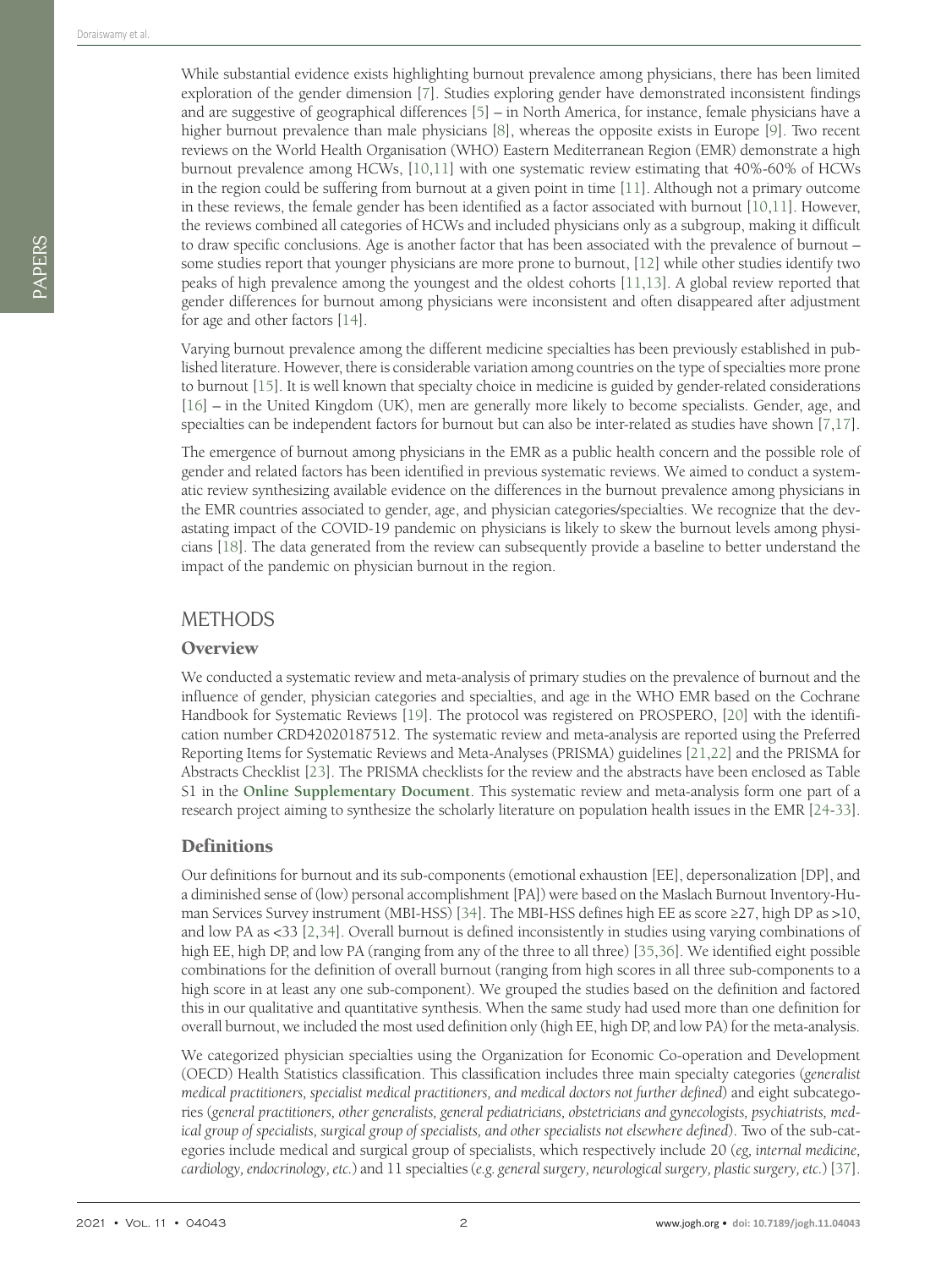While substantial evidence exists highlighting burnout prevalence among physicians, there has been limited exploration of the gender dimension [7]. Studies exploring gender have demonstrated inconsistent findings and are suggestive of geographical differences [5] – in North America, for instance, female physicians have a higher burnout prevalence than male physicians [8], whereas the opposite exists in Europe [9]. Two recent reviews on the World Health Organisation (WHO) Eastern Mediterranean Region (EMR) demonstrate a high burnout prevalence among HCWs, [10,11] with one systematic review estimating that 40%-60% of HCWs in the region could be suffering from burnout at a given point in time [11]. Although not a primary outcome in these reviews, the female gender has been identified as a factor associated with burnout [10,11]. However, the reviews combined all categories of HCWs and included physicians only as a subgroup, making it difficult to draw specific conclusions. Age is another factor that has been associated with the prevalence of burnout – some studies report that younger physicians are more prone to burnout, [12] while other studies identify two peaks of high prevalence among the youngest and the oldest cohorts [11,13]. A global review reported that gender differences for burnout among physicians were inconsistent and often disappeared after adjustment for age and other factors [14].

Varying burnout prevalence among the different medicine specialties has been previously established in published literature. However, there is considerable variation among countries on the type of specialties more prone to burnout [15]. It is well known that specialty choice in medicine is guided by gender-related considerations [16] – in the United Kingdom (UK), men are generally more likely to become specialists. Gender, age, and specialties can be independent factors for burnout but can also be inter-related as studies have shown [7,17].

The emergence of burnout among physicians in the EMR as a public health concern and the possible role of gender and related factors has been identified in previous systematic reviews. We aimed to conduct a systematic review synthesizing available evidence on the differences in the burnout prevalence among physicians in the EMR countries associated to gender, age, and physician categories/specialties. We recognize that the devastating impact of the COVID-19 pandemic on physicians is likely to skew the burnout levels among physicians [18]. The data generated from the review can subsequently provide a baseline to better understand the impact of the pandemic on physician burnout in the region.

## METHODS

### Overview

We conducted a systematic review and meta-analysis of primary studies on the prevalence of burnout and the influence of gender, physician categories and specialties, and age in the WHO EMR based on the Cochrane Handbook for Systematic Reviews [19]. The protocol was registered on PROSPERO, [20] with the identification number CRD42020187512. The systematic review and meta-analysis are reported using the Preferred Reporting Items for Systematic Reviews and Meta-Analyses (PRISMA) guidelines [21,22] and the PRISMA for Abstracts Checklist [23]. The PRISMA checklists for the review and the abstracts have been enclosed as Table S1 in the **Online Supplementary Document**. This systematic review and meta-analysis form one part of a research project aiming to synthesize the scholarly literature on population health issues in the EMR [24-33].

### Definitions

Our definitions for burnout and its sub-components (emotional exhaustion [EE], depersonalization [DP], and a diminished sense of (low) personal accomplishment [PA]) were based on the Maslach Burnout Inventory-Human Services Survey instrument (MBI-HSS) [34]. The MBI-HSS defines high EE as score ≥27, high DP as >10, and low PA as <33 [2,34]. Overall burnout is defined inconsistently in studies using varying combinations of high EE, high DP, and low PA (ranging from any of the three to all three) [35,36]. We identified eight possible combinations for the definition of overall burnout (ranging from high scores in all three sub-components to a high score in at least any one sub-component). We grouped the studies based on the definition and factored this in our qualitative and quantitative synthesis. When the same study had used more than one definition for overall burnout, we included the most used definition only (high EE, high DP, and low PA) for the meta-analysis.

We categorized physician specialties using the Organization for Economic Co-operation and Development (OECD) Health Statistics classification. This classification includes three main specialty categories (*generalist medical practitioners, specialist medical practitioners, and medical doctors not further defined*) and eight subcategories (*general practitioners, other generalists, general pediatricians, obstetricians and gynecologists, psychiatrists, medical group of specialists, surgical group of specialists, and other specialists not elsewhere defined*). Two of the sub-categories include medical and surgical group of specialists, which respectively include 20 (*eg, internal medicine, cardiology, endocrinology, etc.*) and 11 specialties (*e.g. general surgery, neurological surgery, plastic surgery, etc.*) [37].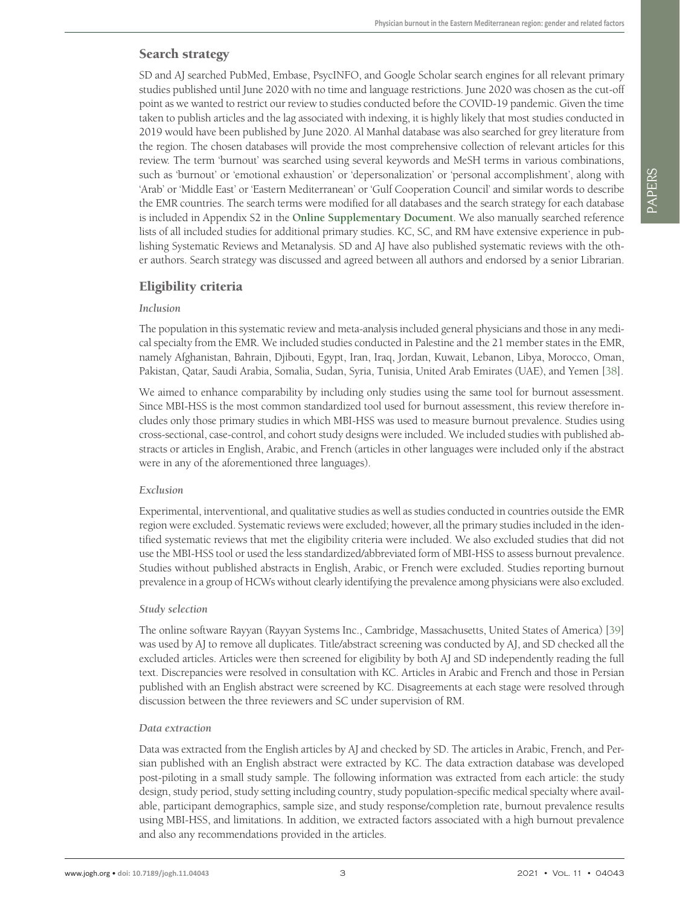## Search strategy

SD and AJ searched PubMed, Embase, PsycINFO, and Google Scholar search engines for all relevant primary studies published until June 2020 with no time and language restrictions. June 2020 was chosen as the cut-off point as we wanted to restrict our review to studies conducted before the COVID-19 pandemic. Given the time taken to publish articles and the lag associated with indexing, it is highly likely that most studies conducted in 2019 would have been published by June 2020. Al Manhal database was also searched for grey literature from the region. The chosen databases will provide the most comprehensive collection of relevant articles for this review. The term 'burnout' was searched using several keywords and MeSH terms in various combinations, such as 'burnout' or 'emotional exhaustion' or 'depersonalization' or 'personal accomplishment', along with 'Arab' or 'Middle East' or 'Eastern Mediterranean' or 'Gulf Cooperation Council' and similar words to describe the EMR countries. The search terms were modified for all databases and the search strategy for each database is included in Appendix S2 in the **Online Supplementary Document**. We also manually searched reference lists of all included studies for additional primary studies. KC, SC, and RM have extensive experience in publishing Systematic Reviews and Metanalysis. SD and AJ have also published systematic reviews with the other authors. Search strategy was discussed and agreed between all authors and endorsed by a senior Librarian.

## Eligibility criteria

### *Inclusion*

The population in this systematic review and meta-analysis included general physicians and those in any medical specialty from the EMR. We included studies conducted in Palestine and the 21 member states in the EMR, namely Afghanistan, Bahrain, Djibouti, Egypt, Iran, Iraq, Jordan, Kuwait, Lebanon, Libya, Morocco, Oman, Pakistan, Qatar, Saudi Arabia, Somalia, Sudan, Syria, Tunisia, United Arab Emirates (UAE), and Yemen [38].

We aimed to enhance comparability by including only studies using the same tool for burnout assessment. Since MBI-HSS is the most common standardized tool used for burnout assessment, this review therefore includes only those primary studies in which MBI-HSS was used to measure burnout prevalence. Studies using cross-sectional, case-control, and cohort study designs were included. We included studies with published abstracts or articles in English, Arabic, and French (articles in other languages were included only if the abstract were in any of the aforementioned three languages).

### *Exclusion*

Experimental, interventional, and qualitative studies as well as studies conducted in countries outside the EMR region were excluded. Systematic reviews were excluded; however, all the primary studies included in the identified systematic reviews that met the eligibility criteria were included. We also excluded studies that did not use the MBI-HSS tool or used the less standardized/abbreviated form of MBI-HSS to assess burnout prevalence. Studies without published abstracts in English, Arabic, or French were excluded. Studies reporting burnout prevalence in a group of HCWs without clearly identifying the prevalence among physicians were also excluded.

### *Study selection*

The online software Rayyan (Rayyan Systems Inc., Cambridge, Massachusetts, United States of America) [39] was used by AJ to remove all duplicates. Title/abstract screening was conducted by AJ, and SD checked all the excluded articles. Articles were then screened for eligibility by both AJ and SD independently reading the full text. Discrepancies were resolved in consultation with KC. Articles in Arabic and French and those in Persian published with an English abstract were screened by KC. Disagreements at each stage were resolved through discussion between the three reviewers and SC under supervision of RM.

### *Data extraction*

Data was extracted from the English articles by AJ and checked by SD. The articles in Arabic, French, and Persian published with an English abstract were extracted by KC. The data extraction database was developed post-piloting in a small study sample. The following information was extracted from each article: the study design, study period, study setting including country, study population-specific medical specialty where available, participant demographics, sample size, and study response/completion rate, burnout prevalence results using MBI-HSS, and limitations. In addition, we extracted factors associated with a high burnout prevalence and also any recommendations provided in the articles.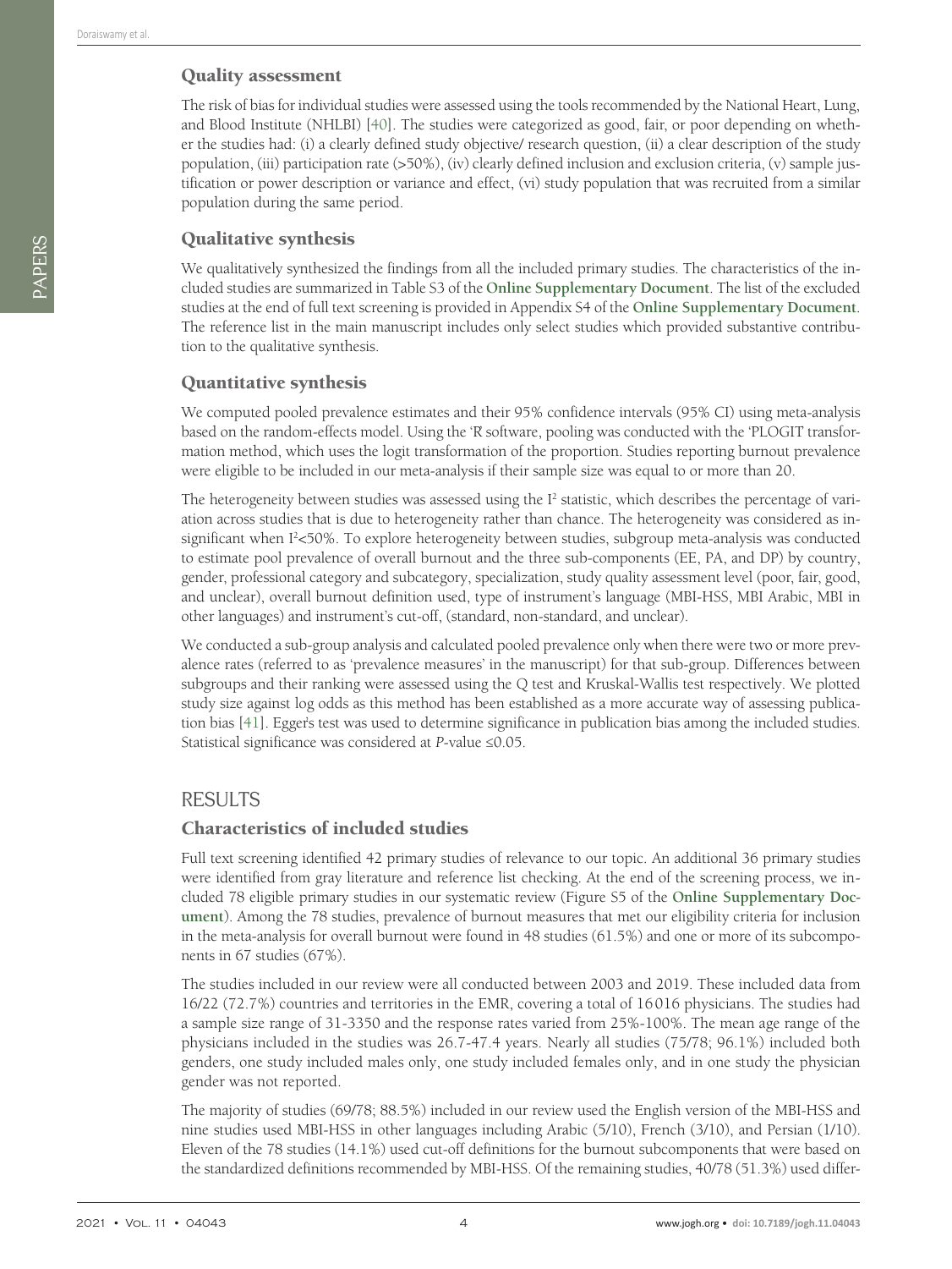## Quality assessment

The risk of bias for individual studies were assessed using the tools recommended by the National Heart, Lung, and Blood Institute (NHLBI) [40]. The studies were categorized as good, fair, or poor depending on whether the studies had: (i) a clearly defined study objective/ research question, (ii) a clear description of the study population, (iii) participation rate (>50%), (iv) clearly defined inclusion and exclusion criteria, (v) sample justification or power description or variance and effect, (vi) study population that was recruited from a similar population during the same period.

## Qualitative synthesis

We qualitatively synthesized the findings from all the included primary studies. The characteristics of the included studies are summarized in Table S3 of the **Online Supplementary Document**. The list of the excluded studies at the end of full text screening is provided in Appendix S4 of the **Online Supplementary Document**. The reference list in the main manuscript includes only select studies which provided substantive contribution to the qualitative synthesis.

## Quantitative synthesis

We computed pooled prevalence estimates and their 95% confidence intervals (95% CI) using meta-analysis based on the random-effects model. Using the 'R' software, pooling was conducted with the 'PLOGIT transformation method, which uses the logit transformation of the proportion. Studies reporting burnout prevalence were eligible to be included in our meta-analysis if their sample size was equal to or more than 20.

The heterogeneity between studies was assessed using the $I^2$ statistic, which describes the percentage of variation across studies that is due to heterogeneity rather than chance. The heterogeneity was considered as insignificant when $I^2<50\%$. To explore heterogeneity between studies, subgroup meta-analysis was conducted to estimate pool prevalence of overall burnout and the three sub-components (EE, PA, and DP) by country, gender, professional category and subcategory, specialization, study quality assessment level (poor, fair, good, and unclear), overall burnout definition used, type of instrument's language (MBI-HSS, MBI Arabic, MBI in other languages) and instrument's cut-off, (standard, non-standard, and unclear).

We conducted a sub-group analysis and calculated pooled prevalence only when there were two or more prevalence rates (referred to as 'prevalence measures' in the manuscript) for that sub-group. Differences between subgroups and their ranking were assessed using the Q test and Kruskal-Wallis test respectively. We plotted study size against log odds as this method has been established as a more accurate way of assessing publication bias [41]. Egger's test was used to determine significance in publication bias among the included studies. Statistical significance was considered at $P$-value ≤0.05.

# RESULTS

## Characteristics of included studies

Full text screening identified 42 primary studies of relevance to our topic. An additional 36 primary studies were identified from gray literature and reference list checking. At the end of the screening process, we included 78 eligible primary studies in our systematic review (Figure S5 of the **Online Supplementary Document**). Among the 78 studies, prevalence of burnout measures that met our eligibility criteria for inclusion in the meta-analysis for overall burnout were found in 48 studies (61.5%) and one or more of its subcomponents in 67 studies (67%).

The studies included in our review were all conducted between 2003 and 2019. These included data from 16/22 (72.7%) countries and territories in the EMR, covering a total of 16016 physicians. The studies had a sample size range of 31-3350 and the response rates varied from 25%-100%. The mean age range of the physicians included in the studies was 26.7-47.4 years. Nearly all studies (75/78; 96.1%) included both genders, one study included males only, one study included females only, and in one study the physician gender was not reported.

The majority of studies (69/78; 88.5%) included in our review used the English version of the MBI-HSS and nine studies used MBI-HSS in other languages including Arabic (5/10), French (3/10), and Persian (1/10). Eleven of the 78 studies (14.1%) used cut-off definitions for the burnout subcomponents that were based on the standardized definitions recommended by MBI-HSS. Of the remaining studies, 40/78 (51.3%) used differ-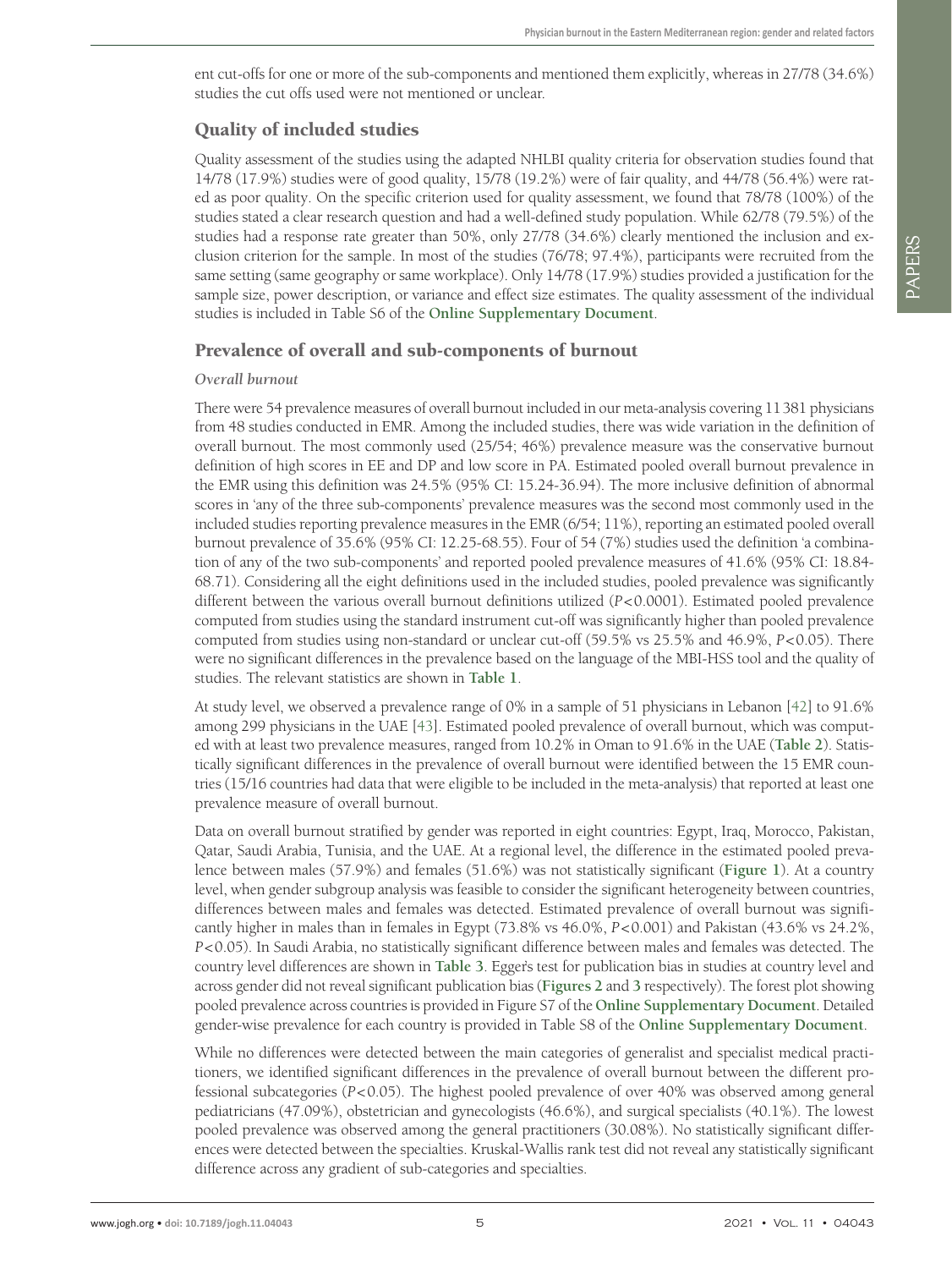ent cut-offs for one or more of the sub-components and mentioned them explicitly, whereas in 27/78 (34.6%) studies the cut offs used were not mentioned or unclear.

## Quality of included studies

Quality assessment of the studies using the adapted NHLBI quality criteria for observation studies found that 14/78 (17.9%) studies were of good quality, 15/78 (19.2%) were of fair quality, and 44/78 (56.4%) were rated as poor quality. On the specific criterion used for quality assessment, we found that 78/78 (100%) of the studies stated a clear research question and had a well-defined study population. While 62/78 (79.5%) of the studies had a response rate greater than 50%, only 27/78 (34.6%) clearly mentioned the inclusion and exclusion criterion for the sample. In most of the studies (76/78; 97.4%), participants were recruited from the same setting (same geography or same workplace). Only 14/78 (17.9%) studies provided a justification for the sample size, power description, or variance and effect size estimates. The quality assessment of the individual studies is included in Table S6 of the **Online Supplementary Document**.

## Prevalence of overall and sub-components of burnout

### *Overall burnout*

There were 54 prevalence measures of overall burnout included in our meta-analysis covering 11 381 physicians from 48 studies conducted in EMR. Among the included studies, there was wide variation in the definition of overall burnout. The most commonly used (25/54; 46%) prevalence measure was the conservative burnout definition of high scores in EE and DP and low score in PA. Estimated pooled overall burnout prevalence in the EMR using this definition was 24.5% (95% CI: 15.24-36.94). The more inclusive definition of abnormal scores in 'any of the three sub-components' prevalence measures was the second most commonly used in the included studies reporting prevalence measures in the EMR (6/54; 11%), reporting an estimated pooled overall burnout prevalence of 35.6% (95% CI: 12.25-68.55). Four of 54 (7%) studies used the definition 'a combination of any of the two sub-components' and reported pooled prevalence measures of 41.6% (95% CI: 18.84-68.71). Considering all the eight definitions used in the included studies, pooled prevalence was significantly different between the various overall burnout definitions utilized ($P<0.0001$). Estimated pooled prevalence computed from studies using the standard instrument cut-off was significantly higher than pooled prevalence computed from studies using non-standard or unclear cut-off (59.5% vs 25.5% and 46.9%, $P<0.05$). There were no significant differences in the prevalence based on the language of the MBI-HSS tool and the quality of studies. The relevant statistics are shown in **Table 1**.

At study level, we observed a prevalence range of 0% in a sample of 51 physicians in Lebanon [42] to 91.6% among 299 physicians in the UAE [43]. Estimated pooled prevalence of overall burnout, which was computed with at least two prevalence measures, ranged from 10.2% in Oman to 91.6% in the UAE (**Table 2**). Statistically significant differences in the prevalence of overall burnout were identified between the 15 EMR countries (15/16 countries had data that were eligible to be included in the meta-analysis) that reported at least one prevalence measure of overall burnout.

Data on overall burnout stratified by gender was reported in eight countries: Egypt, Iraq, Morocco, Pakistan, Qatar, Saudi Arabia, Tunisia, and the UAE. At a regional level, the difference in the estimated pooled prevalence between males (57.9%) and females (51.6%) was not statistically significant (**Figure 1**). At a country level, when gender subgroup analysis was feasible to consider the significant heterogeneity between countries, differences between males and females was detected. Estimated prevalence of overall burnout was significantly higher in males than in females in Egypt (73.8% vs 46.0%, $P<0.001$) and Pakistan (43.6% vs 24.2%, $P<0.05$). In Saudi Arabia, no statistically significant difference between males and females was detected. The country level differences are shown in **Table 3**. Egger's test for publication bias in studies at country level and across gender did not reveal significant publication bias (**Figures 2** and **3** respectively). The forest plot showing pooled prevalence across countries is provided in Figure S7 of the **Online Supplementary Document**. Detailed gender-wise prevalence for each country is provided in Table S8 of the **Online Supplementary Document**.

While no differences were detected between the main categories of generalist and specialist medical practitioners, we identified significant differences in the prevalence of overall burnout between the different professional subcategories ($P<0.05$). The highest pooled prevalence of over 40% was observed among general pediatricians (47.09%), obstetrician and gynecologists (46.6%), and surgical specialists (40.1%). The lowest pooled prevalence was observed among the general practitioners (30.08%). No statistically significant differences were detected between the specialties. Kruskal-Wallis rank test did not reveal any statistically significant difference across any gradient of sub-categories and specialties.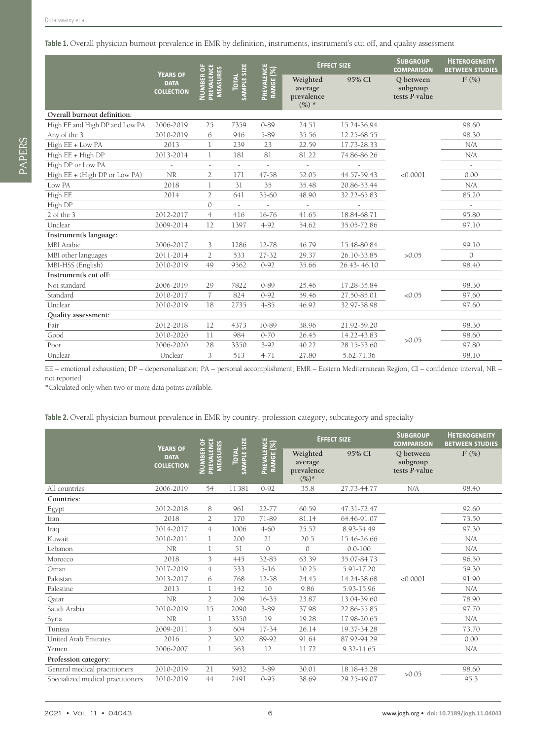**Table 1.** Overall physician burnout prevalence in EMR by definition, instruments, instrument's cut off, and quality assessment

| | Years of data collection | Number of prevalence measures | Total sample size | Prevalence range (%) | Effect size | | Subgroup comparison | Heterogeneity between studies |
|---|---|---|---|---|---|---|---|---|
| | | | | | Weighted average prevalence (%) * | 95% CI | Q between subgroup tests *P*-value | $I^2$ (%) |
| **Overall burnout definition:** | | | | | | | | |
| High EE and High DP and Low PA | 2006-2019 | 25 | 7359 | 0-89 | 24.51 | 15.24-36.94 | <0.0001 | 98.60 |
| Any of the 3 | 2010-2019 | 6 | 946 | 5-89 | 35.56 | 12.25-68.55 | | 98.30 |
| High EE + Low PA | 2013 | 1 | 239 | 23 | 22.59 | 17.73-28.33 | | N/A |
| High EE + High DP | 2013-2014 | 1 | 181 | 81 | 81.22 | 74.86-86.26 | | N/A |
| High DP or Low PA | - | - | - | - | - | - | | - |
| High EE + (High DP or Low PA) | NR | 2 | 171 | 47-58 | 52.05 | 44.57-59.43 | | 0.00 |
| Low PA | 2018 | 1 | 31 | 35 | 35.48 | 20.86-53.44 | | N/A |
| High EE | 2014 | 2 | 641 | 35-60 | 48.90 | 32.22-65.83 | | 85.20 |
| High DP | | 0 | - | - | - | - | | - |
| 2 of the 3 | 2012-2017 | 4 | 416 | 16-76 | 41.65 | 18.84-68.71 | | 95.80 |
| Unclear | 2009-2014 | 12 | 1397 | 4-92 | 54.62 | 35.05-72.86 | | 97.10 |
| **Instrument's language:** | | | | | | | | |
| MBI Arabic | 2006-2017 | 3 | 1286 | 12-78 | 46.79 | 15.48-80.84 | >0.05 | 99.10 |
| MBI other languages | 2011-2014 | 2 | 533 | 27-32 | 29.37 | 26.10-33.85 | | 0 |
| MBI-HSS (English) | 2010-2019 | 49 | 9562 | 0-92 | 35.66 | 26.43- 46.10 | | 98.40 |
| **Instrument's cut off:** | | | | | | | | |
| Not standard | 2006-2019 | 29 | 7822 | 0-89 | 25.46 | 17.28-35.84 | <0.05 | 98.30 |
| Standard | 2010-2017 | 7 | 824 | 0-92 | 59.46 | 27.50-85.01 | | 97.60 |
| Unclear | 2010-2019 | 18 | 2735 | 4-85 | 46.92 | 32.97-58.98 | | 97.60 |
| **Quality assessment:** | | | | | | | | |
| Fair | 2012-2018 | 12 | 4373 | 10-89 | 38.96 | 21.92-59.20 | >0.05 | 98.30 |
| Good | 2010-2020 | 11 | 984 | 0-70 | 26.45 | 14.22-43.83 | | 98.60 |
| Poor | 2006-2020 | 28 | 3350 | 3-92 | 40.22 | 28.15-53.60 | | 97.80 |
| Unclear | Unclear | 3 | 513 | 4-71 | 27.80 | 5.62-71.36 | | 98.10 |

EE – emotional exhaustion; DP – depersonalization; PA – personal accomplishment; EMR – Eastern Mediterranean Region, CI – confidence interval, NR – not reported

*Calculated only when two or more data points available.

**Table 2.** Overall physician burnout prevalence in EMR by country, profession category, subcategory and specialty

| | Years of data collection | Number of prevalence measures | Total sample size | Prevalence range (%) | Effect size | | Subgroup comparison | Heterogeneity between studies |
|---|---|---|---|---|---|---|---|---|
| | | | | | Weighted average prevalence (%)* | 95% CI | Q between subgroup tests *P*-value | $I^2$ (%) |
| All countries | 2006-2019 | 54 | 11381 | 0-92 | 35.8 | 27.73-44.77 | N/A | 98.40 |
| **Countries:** | | | | | | | | |
| Egypt | 2012-2018 | 8 | 961 | 22-77 | 60.59 | 47.31-72.47 | <0.0001 | 92.60 |
| Iran | 2018 | 2 | 170 | 71-89 | 81.14 | 64.46-91.07 | | 73.50 |
| Iraq | 2014-2017 | 4 | 1006 | 4-60 | 25.52 | 8.93-54.49 | | 97.30 |
| Kuwait | 2010-2011 | 1 | 200 | 21 | 20.5 | 15.46-26.66 | | N/A |
| Lebanon | NR | 1 | 51 | 0 | 0 | 0.0-100 | | N/A |
| Morocco | 2018 | 3 | 445 | 32-85 | 63.39 | 35.07-84.73 | | 96.50 |
| Oman | 2017-2019 | 4 | 533 | 5-16 | 10.25 | 5.91-17.20 | | 59.30 |
| Pakistan | 2013-2017 | 6 | 768 | 12-58 | 24.45 | 14.24-38.68 | | 91.90 |
| Palestine | 2013 | 1 | 142 | 10 | 9.86 | 5.93-15.96 | | N/A |
| Qatar | NR | 2 | 209 | 16-35 | 23.87 | 13.04-39.60 | | 78.90 |
| Saudi Arabia | 2010-2019 | 15 | 2090 | 3-89 | 37.98 | 22.86-55.85 | | 97.70 |
| Syria | NR | 1 | 3350 | 19 | 19.28 | 17.98-20.65 | | N/A |
| Tunisia | 2009-2011 | 3 | 604 | 17-34 | 26.14 | 19.37-34.28 | | 73.70 |
| United Arab Emirates | 2016 | 2 | 302 | 89-92 | 91.64 | 87.92-94.29 | | 0.00 |
| Yemen | 2006-2007 | 1 | 563 | 12 | 11.72 | 9.32-14.65 | | N/A |
| **Profession category:** | | | | | | | | |
| General medical practitioners | 2010-2019 | 21 | 5932 | 3-89 | 30.01 | 18.18-45.28 | >0.05 | 98.60 |
| Specialized medical practitioners | 2010-2019 | 44 | 2491 | 0-95 | 38.69 | 29.25-49.07 | | 95.3 |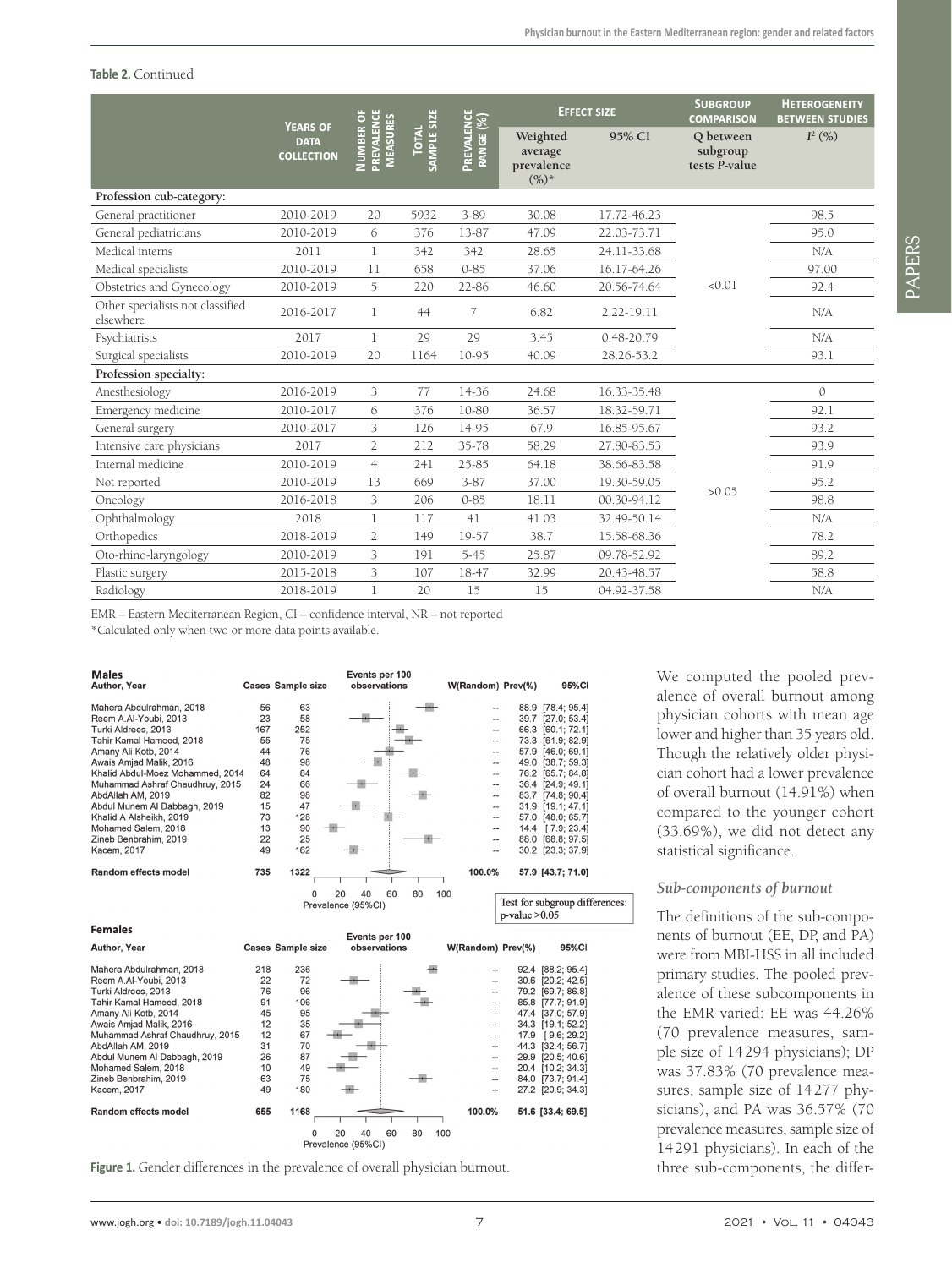**Table 2.** Continued

| | Years of data collection | Number of prevalence measures | Total sample size | Prevalence range (%) | Effect size | | Subgroup comparison | Heterogeneity between studies |
|---|---|---|---|---|---|---|---|---|
| | | | | | Weighted average prevalence (%)* | 95% CI | Q between subgroup tests *P*-value | $I^2$ (%) |
| **Profession cub-category:** | | | | | | | | |
| General practitioner | 2010-2019 | 20 | 5932 | 3-89 | 30.08 | 17.72-46.23 | <0.01 | 98.5 |
| General pediatricians | 2010-2019 | 6 | 376 | 13-87 | 47.09 | 22.03-73.71 | | 95.0 |
| Medical interns | 2011 | 1 | 342 | 342 | 28.65 | 24.11-33.68 | | N/A |
| Medical specialists | 2010-2019 | 11 | 658 | 0-85 | 37.06 | 16.17-64.26 | | 97.00 |
| Obstetrics and Gynecology | 2010-2019 | 5 | 220 | 22-86 | 46.60 | 20.56-74.64 | | 92.4 |
| Other specialists not classified elsewhere | 2016-2017 | 1 | 44 | 7 | 6.82 | 2.22-19.11 | | N/A |
| Psychiatrists | 2017 | 1 | 29 | 29 | 3.45 | 0.48-20.79 | | N/A |
| Surgical specialists | 2010-2019 | 20 | 1164 | 10-95 | 40.09 | 28.26-53.2 | | 93.1 |
| **Profession specialty:** | | | | | | | | |
| Anesthesiology | 2016-2019 | 3 | 77 | 14-36 | 24.68 | 16.33-35.48 | >0.05 | 0 |
| Emergency medicine | 2010-2017 | 6 | 376 | 10-80 | 36.57 | 18.32-59.71 | | 92.1 |
| General surgery | 2010-2017 | 3 | 126 | 14-95 | 67.9 | 16.85-95.67 | | 93.2 |
| Intensive care physicians | 2017 | 2 | 212 | 35-78 | 58.29 | 27.80-83.53 | | 93.9 |
| Internal medicine | 2010-2019 | 4 | 241 | 25-85 | 64.18 | 38.66-83.58 | | 91.9 |
| Not reported | 2010-2019 | 13 | 669 | 3-87 | 37.00 | 19.30-59.05 | | 95.2 |
| Oncology | 2016-2018 | 3 | 206 | 0-85 | 18.11 | 00.30-94.12 | | 98.8 |
| Ophthalmology | 2018 | 1 | 117 | 41 | 41.03 | 32.49-50.14 | | N/A |
| Orthopedics | 2018-2019 | 2 | 149 | 19-57 | 38.7 | 15.58-68.36 | | 78.2 |
| Oto-rhino-laryngology | 2010-2019 | 3 | 191 | 5-45 | 25.87 | 09.78-52.92 | | 89.2 |
| Plastic surgery | 2015-2018 | 3 | 107 | 18-47 | 32.99 | 20.43-48.57 | | 58.8 |
| Radiology | 2018-2019 | 1 | 20 | 15 | 15 | 04.92-37.58 | | N/A |

EMR – Eastern Mediterranean Region, CI – confidence interval, NR – not reported

*Calculated only when two or more data points available.

Males
Author, Year | Cases | Sample size | Events per 100 observations | W(Random) | Prev(%) | 95%CI
Mahera Abdulrahman, 2018 56 63 -- 88.9 [78.4; 95.4]
Reem A.Al-Youbi, 2013 23 58 -- 39.7 [27.0; 53.4]
Turki Aldrees, 2013 167 252 -- 66.3 [60.1; 72.1]
Tahir Kamal Hameed, 2018 55 75 -- 73.3 [61.9; 82.9]
Amany Ali Kotb, 2014 44 76 -- 57.9 [46.0; 69.1]
Awais Amjad Malik, 2016 48 98 -- 49.0 [38.7; 59.3]
Khalid Abdul-Moez Mohammed, 2014 64 84 -- 76.2 [65.7; 84.8]
Muhammad Ashraf Chaudhruy, 2015 24 66 -- 36.4 [24.9; 49.1]
AbdAllah AM, 2019 82 98 -- 83.7 [74.8; 90.4]
Abdul Munem Al Dabbagh, 2019 15 47 -- 31.9 [19.1; 47.1]
Khalid A Alsheikh, 2019 73 128 -- 57.0 [48.0; 65.7]
Mohamed Salem, 2018 13 90 -- 14.4 [7.9; 23.4]
Zineb Benbrahim, 2019 22 25 -- 88.0 [68.8; 97.5]
Kacem, 2017 49 162 -- 30.2 [23.3; 37.9]
Random effects model 735 1322 100.0% 57.9 [43.7; 71.0]
0 20 40 60 80 100
Prevalence (95%CI)
Test for subgroup differences: p-value >0.05

Females
Author, Year | Cases | Sample size | Events per 100 observations | W(Random) | Prev(%) | 95%CI
Mahera Abdulrahman, 2018 218 236 -- 92.4 [88.2; 95.4]
Reem A.Al-Youbi, 2013 22 72 -- 30.6 [20.2; 42.5]
Turki Aldrees, 2013 76 96 -- 79.2 [69.7; 86.8]
Tahir Kamal Hameed, 2018 91 106 -- 85.8 [77.7; 91.9]
Amany Ali Kotb, 2014 45 95 -- 47.4 [37.0; 57.9]
Awais Amjad Malik, 2016 12 35 -- 34.3 [19.1; 52.2]
Muhammad Ashraf Chaudhruy, 2015 12 67 -- 17.9 [9.6; 29.2]
AbdAllah AM, 2019 31 70 -- 44.3 [32.4; 56.7]
Abdul Munem Al Dabbagh, 2019 26 87 -- 29.9 [20.5; 40.6]
Mohamed Salem, 2018 10 49 -- 20.4 [10.2; 34.3]
Zineb Benbrahim, 2019 63 75 -- 84.0 [73.7; 91.4]
Kacem, 2017 49 180 -- 27.2 [20.9; 34.3]
Random effects model 655 1168 100.0% 51.6 [33.4; 69.5]
0 20 40 60 80 100
Prevalence (95%CI)

**Figure 1.** Gender differences in the prevalence of overall physician burnout.

We computed the pooled prevalence of overall burnout among physician cohorts with mean age lower and higher than 35 years old. Though the relatively older physician cohort had a lower prevalence of overall burnout (14.91%) when compared to the younger cohort (33.69%), we did not detect any statistical significance.

### *Sub-components of burnout*

The definitions of the sub-components of burnout (EE, DP, and PA) were from MBI-HSS in all included primary studies. The pooled prevalence of these subcomponents in the EMR varied: EE was 44.26% (70 prevalence measures, sample size of 14294 physicians); DP was 37.83% (70 prevalence measures, sample size of 14277 physicians), and PA was 36.57% (70 prevalence measures, sample size of 14291 physicians). In each of the three sub-components, the differ-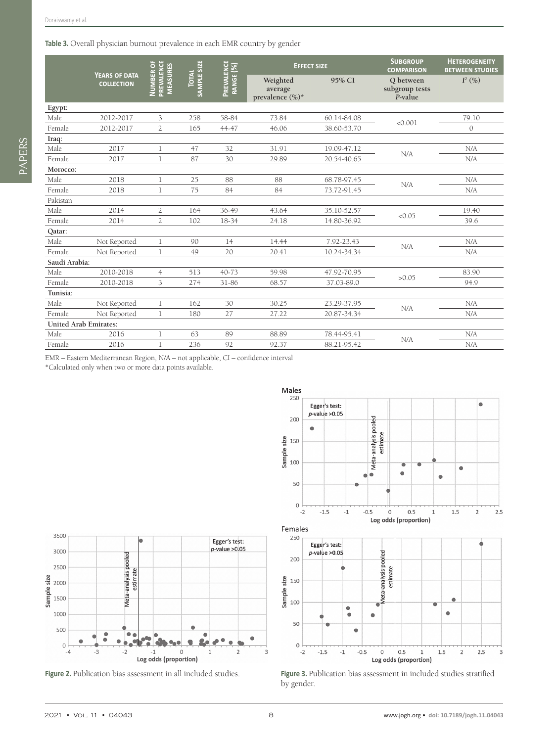**Table 3.** Overall physician burnout prevalence in each EMR country by gender

| | Years of data collection | Number of prevalence measures | Total sample size | Prevalence range (%) | Effect size | | Subgroup comparison | Heterogeneity between studies |
|---|---|---|---|---|---|---|---|---|
| | | | | | Weighted average prevalence (%)* | 95% CI | Q between subgroup tests P-value | $I^2$ (%) |
| **Egypt:** | | | | | | | | |
| Male | 2012-2017 | 3 | 258 | 58-84 | 73.84 | 60.14-84.08 | <0.001 | 79.10 |
| Female | 2012-2017 | 2 | 165 | 44-47 | 46.06 | 38.60-53.70 | | 0 |
| **Iraq:** | | | | | | | | |
| Male | 2017 | 1 | 47 | 32 | 31.91 | 19.09-47.12 | N/A | N/A |
| Female | 2017 | 1 | 87 | 30 | 29.89 | 20.54-40.65 | | N/A |
| **Morocco:** | | | | | | | | |
| Male | 2018 | 1 | 25 | 88 | 88 | 68.78-97.45 | N/A | N/A |
| Female | 2018 | 1 | 75 | 84 | 84 | 73.72-91.45 | | N/A |
| Pakistan | | | | | | | | |
| Male | 2014 | 2 | 164 | 36-49 | 43.64 | 35.10-52.57 | <0.05 | 19.40 |
| Female | 2014 | 2 | 102 | 18-34 | 24.18 | 14.80-36.92 | | 39.6 |
| **Qatar:** | | | | | | | | |
| Male | Not Reported | 1 | 90 | 14 | 14.44 | 7.92-23.43 | N/A | N/A |
| Female | Not Reported | 1 | 49 | 20 | 20.41 | 10.24-34.34 | | N/A |
| **Saudi Arabia:** | | | | | | | | |
| Male | 2010-2018 | 4 | 513 | 40-73 | 59.98 | 47.92-70.95 | >0.05 | 83.90 |
| Female | 2010-2018 | 3 | 274 | 31-86 | 68.57 | 37.03-89.0 | | 94.9 |
| **Tunisia:** | | | | | | | | |
| Male | Not Reported | 1 | 162 | 30 | 30.25 | 23.29-37.95 | N/A | N/A |
| Female | Not Reported | 1 | 180 | 27 | 27.22 | 20.87-34.34 | | N/A |
| **United Arab Emirates:** | | | | | | | | |
| Male | 2016 | 1 | 63 | 89 | 88.89 | 78.44-95.41 | N/A | N/A |
| Female | 2016 | 1 | 236 | 92 | 92.37 | 88.21-95.42 | | N/A |

EMR – Eastern Mediterranean Region, N/A – not applicable, CI – confidence interval
*Calculated only when two or more data points available.

Egger's test:
p-value >0.05
Meta-analysis pooled estimate
Sample size
Log odds (proportion)

**Figure 2.** Publication bias assessment in all included studies.

Males
Egger's test:
p-value >0.05
Meta-analysis pooled estimate
Sample size
Log odds (proportion)

Females
Egger's test:
p-value >0.05
Meta-analysis pooled estimate
Sample size
Log odds (proportion)

**Figure 3.** Publication bias assessment in included studies stratified by gender.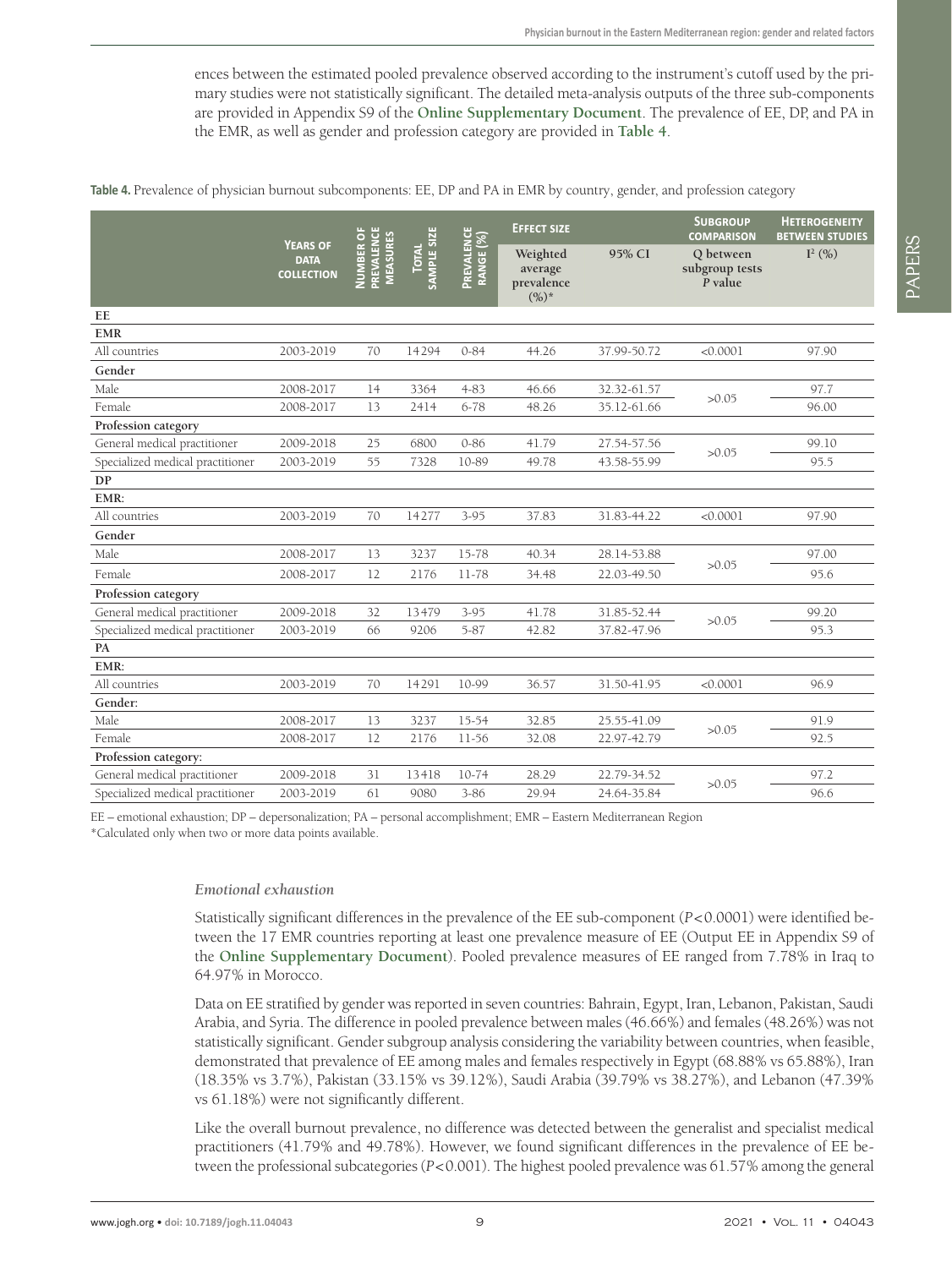ences between the estimated pooled prevalence observed according to the instrument's cutoff used by the primary studies were not statistically significant. The detailed meta-analysis outputs of the three sub-components are provided in Appendix S9 of the **Online Supplementary Document**. The prevalence of EE, DP, and PA in the EMR, as well as gender and profession category are provided in **Table 4**.

**Table 4.** Prevalence of physician burnout subcomponents: EE, DP and PA in EMR by country, gender, and profession category

| | Years of data collection | Number of prevalence measures | Total sample size | Prevalence range (%) | Effect size | | Subgroup comparison | Heterogeneity between studies |
|---|---|---|---|---|---|---|---|---|
| | | | | | Weighted average prevalence (%)* | 95% CI | Q between subgroup tests P value | $I^2$ (%) |
| **EE** | | | | | | | | |
| **EMR** | | | | | | | | |
| All countries | 2003-2019 | 70 | 14294 | 0-84 | 44.26 | 37.99-50.72 | <0.0001 | 97.90 |
| **Gender** | | | | | | | | |
| Male | 2008-2017 | 14 | 3364 | 4-83 | 46.66 | 32.32-61.57 | >0.05 | 97.7 |
| Female | 2008-2017 | 13 | 2414 | 6-78 | 48.26 | 35.12-61.66 | | 96.00 |
| **Profession category** | | | | | | | | |
| General medical practitioner | 2009-2018 | 25 | 6800 | 0-86 | 41.79 | 27.54-57.56 | >0.05 | 99.10 |
| Specialized medical practitioner | 2003-2019 | 55 | 7328 | 10-89 | 49.78 | 43.58-55.99 | | 95.5 |
| **DP** | | | | | | | | |
| **EMR:** | | | | | | | | |
| All countries | 2003-2019 | 70 | 14277 | 3-95 | 37.83 | 31.83-44.22 | <0.0001 | 97.90 |
| **Gender** | | | | | | | | |
| Male | 2008-2017 | 13 | 3237 | 15-78 | 40.34 | 28.14-53.88 | >0.05 | 97.00 |
| Female | 2008-2017 | 12 | 2176 | 11-78 | 34.48 | 22.03-49.50 | | 95.6 |
| **Profession category** | | | | | | | | |
| General medical practitioner | 2009-2018 | 32 | 13479 | 3-95 | 41.78 | 31.85-52.44 | >0.05 | 99.20 |
| Specialized medical practitioner | 2003-2019 | 66 | 9206 | 5-87 | 42.82 | 37.82-47.96 | | 95.3 |
| **PA** | | | | | | | | |
| **EMR:** | | | | | | | | |
| All countries | 2003-2019 | 70 | 14291 | 10-99 | 36.57 | 31.50-41.95 | <0.0001 | 96.9 |
| **Gender:** | | | | | | | | |
| Male | 2008-2017 | 13 | 3237 | 15-54 | 32.85 | 25.55-41.09 | >0.05 | 91.9 |
| Female | 2008-2017 | 12 | 2176 | 11-56 | 32.08 | 22.97-42.79 | | 92.5 |
| **Profession category:** | | | | | | | | |
| General medical practitioner | 2009-2018 | 31 | 13418 | 10-74 | 28.29 | 22.79-34.52 | >0.05 | 97.2 |
| Specialized medical practitioner | 2003-2019 | 61 | 9080 | 3-86 | 29.94 | 24.64-35.84 | | 96.6 |

EE – emotional exhaustion; DP – depersonalization; PA – personal accomplishment; EMR – Eastern Mediterranean Region
*Calculated only when two or more data points available.

### *Emotional exhaustion*

Statistically significant differences in the prevalence of the EE sub-component ($P<0.0001$) were identified between the 17 EMR countries reporting at least one prevalence measure of EE (Output EE in Appendix S9 of the **Online Supplementary Document**). Pooled prevalence measures of EE ranged from 7.78% in Iraq to 64.97% in Morocco.

Data on EE stratified by gender was reported in seven countries: Bahrain, Egypt, Iran, Lebanon, Pakistan, Saudi Arabia, and Syria. The difference in pooled prevalence between males (46.66%) and females (48.26%) was not statistically significant. Gender subgroup analysis considering the variability between countries, when feasible, demonstrated that prevalence of EE among males and females respectively in Egypt (68.88% vs 65.88%), Iran (18.35% vs 3.7%), Pakistan (33.15% vs 39.12%), Saudi Arabia (39.79% vs 38.27%), and Lebanon (47.39% vs 61.18%) were not significantly different.

Like the overall burnout prevalence, no difference was detected between the generalist and specialist medical practitioners (41.79% and 49.78%). However, we found significant differences in the prevalence of EE between the professional subcategories ($P<0.001$). The highest pooled prevalence was 61.57% among the general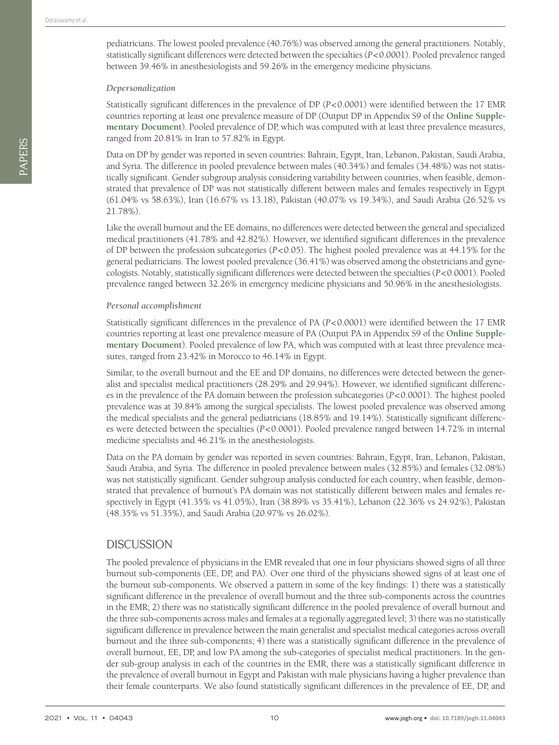pediatricians. The lowest pooled prevalence (40.76%) was observed among the general practitioners. Notably, statistically significant differences were detected between the specialties ($P<0.0001$). Pooled prevalence ranged between 39.46% in anesthesiologists and 59.26% in the emergency medicine physicians.

### *Depersonalization*

Statistically significant differences in the prevalence of DP ($P<0.0001$) were identified between the 17 EMR countries reporting at least one prevalence measure of DP (Output DP in Appendix S9 of the **Online Supplementary Document**). Pooled prevalence of DP, which was computed with at least three prevalence measures, ranged from 20.81% in Iran to 57.82% in Egypt.

Data on DP by gender was reported in seven countries: Bahrain, Egypt, Iran, Lebanon, Pakistan, Saudi Arabia, and Syria. The difference in pooled prevalence between males (40.34%) and females (34.48%) was not statistically significant. Gender subgroup analysis considering variability between countries, when feasible, demonstrated that prevalence of DP was not statistically different between males and females respectively in Egypt (61.04% vs 58.63%), Iran (16.67% vs 13.18), Pakistan (40.07% vs 19.34%), and Saudi Arabia (26.52% vs 21.78%).

Like the overall burnout and the EE domains, no differences were detected between the general and specialized medical practitioners (41.78% and 42.82%). However, we identified significant differences in the prevalence of DP between the profession subcategories ($P<0.05$). The highest pooled prevalence was at 44.15% for the general pediatricians. The lowest pooled prevalence (36.41%) was observed among the obstetricians and gynecologists. Notably, statistically significant differences were detected between the specialties ($P<0.0001$). Pooled prevalence ranged between 32.26% in emergency medicine physicians and 50.96% in the anesthesiologists.

### *Personal accomplishment*

Statistically significant differences in the prevalence of PA ($P<0.0001$) were identified between the 17 EMR countries reporting at least one prevalence measure of PA (Output PA in Appendix S9 of the **Online Supplementary Document**). Pooled prevalence of low PA, which was computed with at least three prevalence measures, ranged from 23.42% in Morocco to 46.14% in Egypt.

Similar, to the overall burnout and the EE and DP domains, no differences were detected between the generalist and specialist medical practitioners (28.29% and 29.94%). However, we identified significant differences in the prevalence of the PA domain between the profession subcategories ($P<0.0001$). The highest pooled prevalence was at 39.84% among the surgical specialists. The lowest pooled prevalence was observed among the medical specialists and the general pediatricians (18.85% and 19.14%). Statistically significant differences were detected between the specialties ($P<0.0001$). Pooled prevalence ranged between 14.72% in internal medicine specialists and 46.21% in the anesthesiologists.

Data on the PA domain by gender was reported in seven countries: Bahrain, Egypt, Iran, Lebanon, Pakistan, Saudi Arabia, and Syria. The difference in pooled prevalence between males (32.85%) and females (32.08%) was not statistically significant. Gender subgroup analysis conducted for each country, when feasible, demonstrated that prevalence of burnout's PA domain was not statistically different between males and females respectively in Egypt (41.35% vs 41.05%), Iran (38.89% vs 35.41%), Lebanon (22.36% vs 24.92%), Pakistan (48.35% vs 51.35%), and Saudi Arabia (20.97% vs 26.02%).

## DISCUSSION

The pooled prevalence of physicians in the EMR revealed that one in four physicians showed signs of all three burnout sub-components (EE, DP, and PA). Over one third of the physicians showed signs of at least one of the burnout sub-components. We observed a pattern in some of the key findings: 1) there was a statistically significant difference in the prevalence of overall burnout and the three sub-components across the countries in the EMR; 2) there was no statistically significant difference in the pooled prevalence of overall burnout and the three sub-components across males and females at a regionally aggregated level; 3) there was no statistically significant difference in prevalence between the main generalist and specialist medical categories across overall burnout and the three sub-components; 4) there was a statistically significant difference in the prevalence of overall burnout, EE, DP, and low PA among the sub-categories of specialist medical practitioners. In the gender sub-group analysis in each of the countries in the EMR, there was a statistically significant difference in the prevalence of overall burnout in Egypt and Pakistan with male physicians having a higher prevalence than their female counterparts. We also found statistically significant differences in the prevalence of EE, DP, and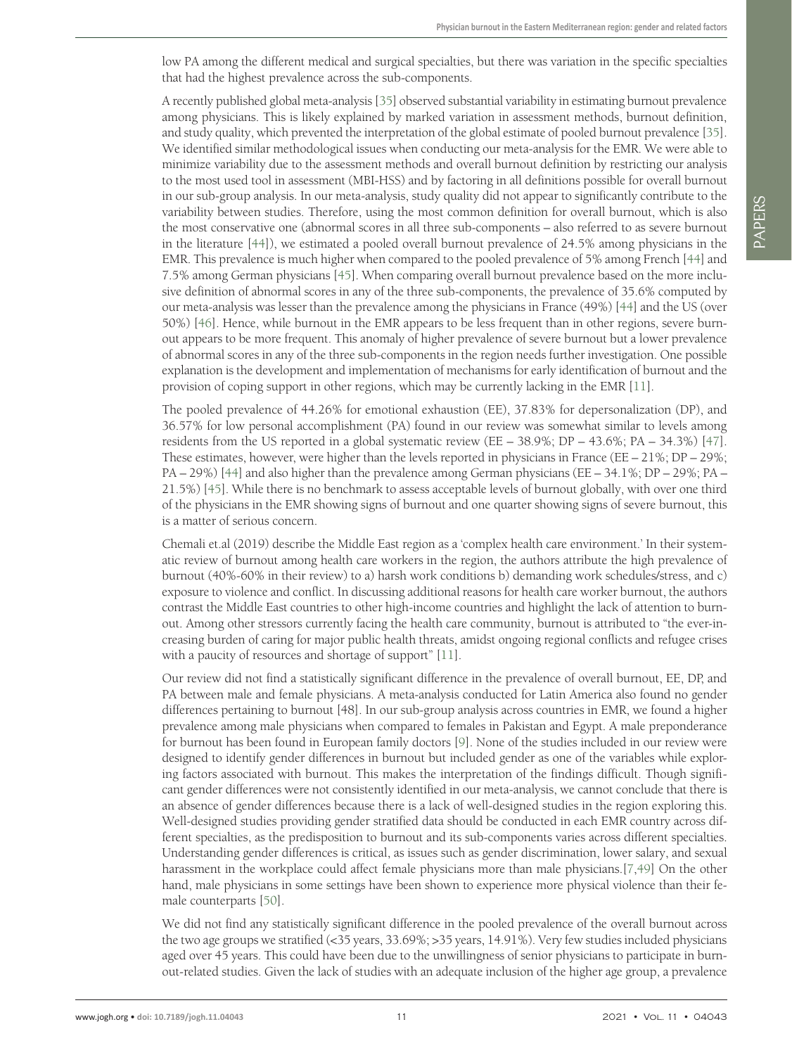low PA among the different medical and surgical specialties, but there was variation in the specific specialties that had the highest prevalence across the sub-components.

A recently published global meta-analysis [35] observed substantial variability in estimating burnout prevalence among physicians. This is likely explained by marked variation in assessment methods, burnout definition, and study quality, which prevented the interpretation of the global estimate of pooled burnout prevalence [35]. We identified similar methodological issues when conducting our meta-analysis for the EMR. We were able to minimize variability due to the assessment methods and overall burnout definition by restricting our analysis to the most used tool in assessment (MBI-HSS) and by factoring in all definitions possible for overall burnout in our sub-group analysis. In our meta-analysis, study quality did not appear to significantly contribute to the variability between studies. Therefore, using the most common definition for overall burnout, which is also the most conservative one (abnormal scores in all three sub-components – also referred to as severe burnout in the literature [44]), we estimated a pooled overall burnout prevalence of 24.5% among physicians in the EMR. This prevalence is much higher when compared to the pooled prevalence of 5% among French [44] and 7.5% among German physicians [45]. When comparing overall burnout prevalence based on the more inclusive definition of abnormal scores in any of the three sub-components, the prevalence of 35.6% computed by our meta-analysis was lesser than the prevalence among the physicians in France (49%) [44] and the US (over 50%) [46]. Hence, while burnout in the EMR appears to be less frequent than in other regions, severe burnout appears to be more frequent. This anomaly of higher prevalence of severe burnout but a lower prevalence of abnormal scores in any of the three sub-components in the region needs further investigation. One possible explanation is the development and implementation of mechanisms for early identification of burnout and the provision of coping support in other regions, which may be currently lacking in the EMR [11].

The pooled prevalence of 44.26% for emotional exhaustion (EE), 37.83% for depersonalization (DP), and 36.57% for low personal accomplishment (PA) found in our review was somewhat similar to levels among residents from the US reported in a global systematic review (EE – 38.9%; DP – 43.6%; PA – 34.3%) [47]. These estimates, however, were higher than the levels reported in physicians in France (EE – 21%; DP – 29%; PA – 29%) [44] and also higher than the prevalence among German physicians (EE – 34.1%; DP – 29%; PA – 21.5%) [45]. While there is no benchmark to assess acceptable levels of burnout globally, with over one third of the physicians in the EMR showing signs of burnout and one quarter showing signs of severe burnout, this is a matter of serious concern.

Chemali et.al (2019) describe the Middle East region as a 'complex health care environment.' In their systematic review of burnout among health care workers in the region, the authors attribute the high prevalence of burnout (40%-60% in their review) to a) harsh work conditions b) demanding work schedules/stress, and c) exposure to violence and conflict. In discussing additional reasons for health care worker burnout, the authors contrast the Middle East countries to other high-income countries and highlight the lack of attention to burnout. Among other stressors currently facing the health care community, burnout is attributed to "the ever-increasing burden of caring for major public health threats, amidst ongoing regional conflicts and refugee crises with a paucity of resources and shortage of support" [11].

Our review did not find a statistically significant difference in the prevalence of overall burnout, EE, DP, and PA between male and female physicians. A meta-analysis conducted for Latin America also found no gender differences pertaining to burnout [48]. In our sub-group analysis across countries in EMR, we found a higher prevalence among male physicians when compared to females in Pakistan and Egypt. A male preponderance for burnout has been found in European family doctors [9]. None of the studies included in our review were designed to identify gender differences in burnout but included gender as one of the variables while exploring factors associated with burnout. This makes the interpretation of the findings difficult. Though significant gender differences were not consistently identified in our meta-analysis, we cannot conclude that there is an absence of gender differences because there is a lack of well-designed studies in the region exploring this. Well-designed studies providing gender stratified data should be conducted in each EMR country across different specialties, as the predisposition to burnout and its sub-components varies across different specialties. Understanding gender differences is critical, as issues such as gender discrimination, lower salary, and sexual harassment in the workplace could affect female physicians more than male physicians.[7,49] On the other hand, male physicians in some settings have been shown to experience more physical violence than their female counterparts [50].

We did not find any statistically significant difference in the pooled prevalence of the overall burnout across the two age groups we stratified (<35 years, 33.69%; >35 years, 14.91%). Very few studies included physicians aged over 45 years. This could have been due to the unwillingness of senior physicians to participate in burnout-related studies. Given the lack of studies with an adequate inclusion of the higher age group, a prevalence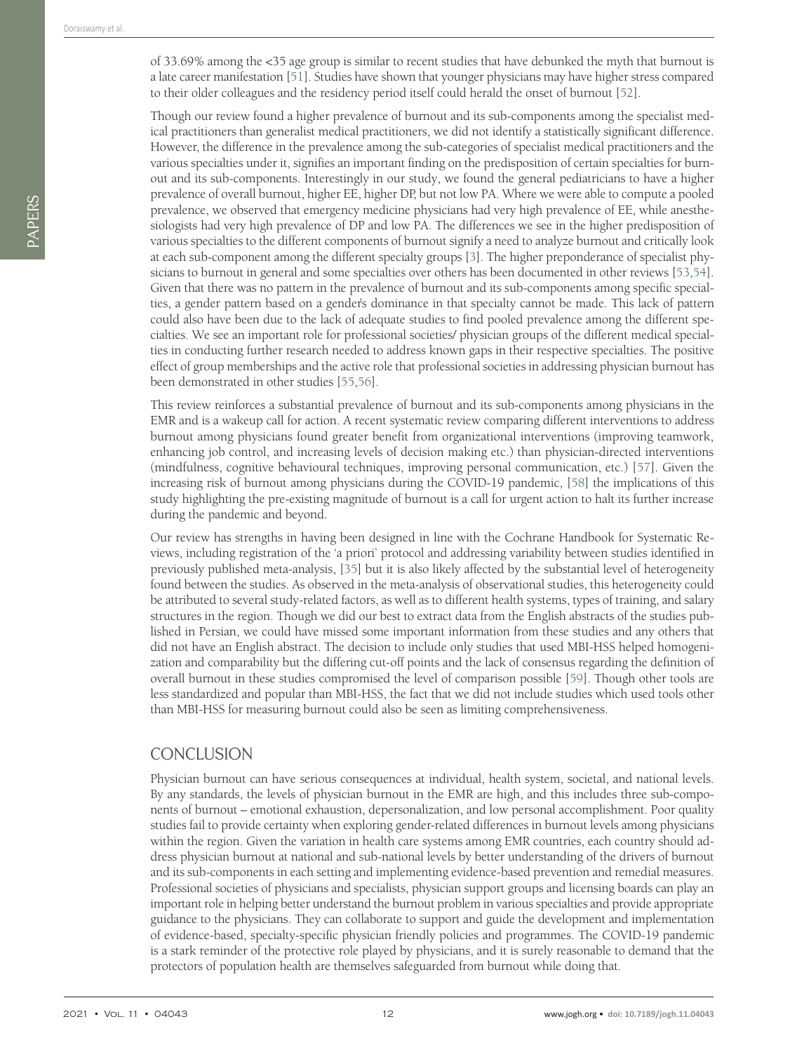of 33.69% among the <35 age group is similar to recent studies that have debunked the myth that burnout is a late career manifestation [51]. Studies have shown that younger physicians may have higher stress compared to their older colleagues and the residency period itself could herald the onset of burnout [52].

Though our review found a higher prevalence of burnout and its sub-components among the specialist medical practitioners than generalist medical practitioners, we did not identify a statistically significant difference. However, the difference in the prevalence among the sub-categories of specialist medical practitioners and the various specialties under it, signifies an important finding on the predisposition of certain specialties for burnout and its sub-components. Interestingly in our study, we found the general pediatricians to have a higher prevalence of overall burnout, higher EE, higher DP, but not low PA. Where we were able to compute a pooled prevalence, we observed that emergency medicine physicians had very high prevalence of EE, while anesthesiologists had very high prevalence of DP and low PA. The differences we see in the higher predisposition of various specialties to the different components of burnout signify a need to analyze burnout and critically look at each sub-component among the different specialty groups [3]. The higher preponderance of specialist physicians to burnout in general and some specialties over others has been documented in other reviews [53,54]. Given that there was no pattern in the prevalence of burnout and its sub-components among specific specialties, a gender pattern based on a gender's dominance in that specialty cannot be made. This lack of pattern could also have been due to the lack of adequate studies to find pooled prevalence among the different specialties. We see an important role for professional societies/ physician groups of the different medical specialties in conducting further research needed to address known gaps in their respective specialties. The positive effect of group memberships and the active role that professional societies in addressing physician burnout has been demonstrated in other studies [55,56].

This review reinforces a substantial prevalence of burnout and its sub-components among physicians in the EMR and is a wakeup call for action. A recent systematic review comparing different interventions to address burnout among physicians found greater benefit from organizational interventions (improving teamwork, enhancing job control, and increasing levels of decision making etc.) than physician-directed interventions (mindfulness, cognitive behavioural techniques, improving personal communication, etc.) [57]. Given the increasing risk of burnout among physicians during the COVID-19 pandemic, [58] the implications of this study highlighting the pre-existing magnitude of burnout is a call for urgent action to halt its further increase during the pandemic and beyond.

Our review has strengths in having been designed in line with the Cochrane Handbook for Systematic Reviews, including registration of the 'a priori' protocol and addressing variability between studies identified in previously published meta-analysis, [35] but it is also likely affected by the substantial level of heterogeneity found between the studies. As observed in the meta-analysis of observational studies, this heterogeneity could be attributed to several study-related factors, as well as to different health systems, types of training, and salary structures in the region. Though we did our best to extract data from the English abstracts of the studies published in Persian, we could have missed some important information from these studies and any others that did not have an English abstract. The decision to include only studies that used MBI-HSS helped homogenization and comparability but the differing cut-off points and the lack of consensus regarding the definition of overall burnout in these studies compromised the level of comparison possible [59]. Though other tools are less standardized and popular than MBI-HSS, the fact that we did not include studies which used tools other than MBI-HSS for measuring burnout could also be seen as limiting comprehensiveness.

## CONCLUSION

Physician burnout can have serious consequences at individual, health system, societal, and national levels. By any standards, the levels of physician burnout in the EMR are high, and this includes three sub-components of burnout – emotional exhaustion, depersonalization, and low personal accomplishment. Poor quality studies fail to provide certainty when exploring gender-related differences in burnout levels among physicians within the region. Given the variation in health care systems among EMR countries, each country should address physician burnout at national and sub-national levels by better understanding of the drivers of burnout and its sub-components in each setting and implementing evidence-based prevention and remedial measures. Professional societies of physicians and specialists, physician support groups and licensing boards can play an important role in helping better understand the burnout problem in various specialties and provide appropriate guidance to the physicians. They can collaborate to support and guide the development and implementation of evidence-based, specialty-specific physician friendly policies and programmes. The COVID-19 pandemic is a stark reminder of the protective role played by physicians, and it is surely reasonable to demand that the protectors of population health are themselves safeguarded from burnout while doing that.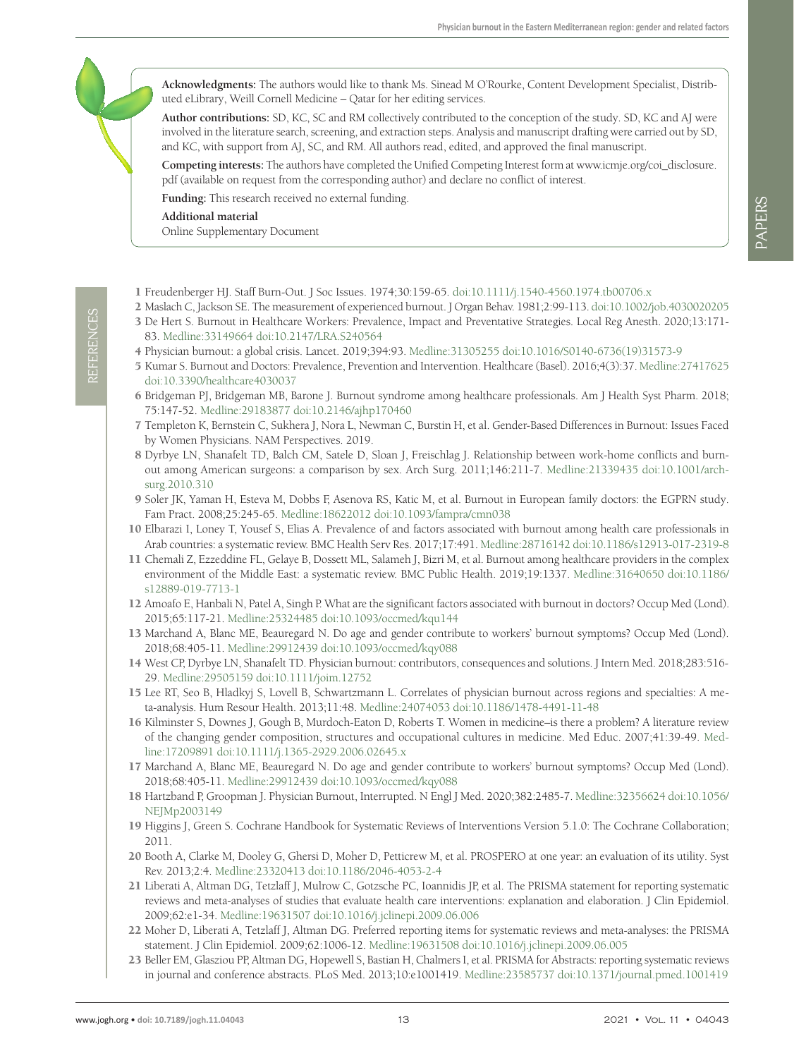**Acknowledgments:** The authors would like to thank Ms. Sinead M O'Rourke, Content Development Specialist, Distributed eLibrary, Weill Cornell Medicine – Qatar for her editing services.

**Author contributions:** SD, KC, SC and RM collectively contributed to the conception of the study. SD, KC and AJ were involved in the literature search, screening, and extraction steps. Analysis and manuscript drafting were carried out by SD, and KC, with support from AJ, SC, and RM. All authors read, edited, and approved the final manuscript.

**Competing interests:** The authors have completed the Unified Competing Interest form at www.icmje.org/coi_disclosure.pdf (available on request from the corresponding author) and declare no conflict of interest.

**Funding:** This research received no external funding.

**Additional material**

Online Supplementary Document

## REFERENCES

1 Freudenberger HJ. Staff Burn-Out. J Soc Issues. 1974;30:159-65. doi:10.1111/j.1540-4560.1974.tb00706.x

2 Maslach C, Jackson SE. The measurement of experienced burnout. J Organ Behav. 1981;2:99-113. doi:10.1002/job.4030020205

3 De Hert S. Burnout in Healthcare Workers: Prevalence, Impact and Preventative Strategies. Local Reg Anesth. 2020;13:171-83. Medline:33149664 doi:10.2147/LRA.S240564

4 Physician burnout: a global crisis. Lancet. 2019;394:93. Medline:31305255 doi:10.1016/S0140-6736(19)31573-9

5 Kumar S. Burnout and Doctors: Prevalence, Prevention and Intervention. Healthcare (Basel). 2016;4(3):37. Medline:27417625 doi:10.3390/healthcare4030037

6 Bridgeman PJ, Bridgeman MB, Barone J. Burnout syndrome among healthcare professionals. Am J Health Syst Pharm. 2018; 75:147-52. Medline:29183877 doi:10.2146/ajhp170460

7 Templeton K, Bernstein C, Sukhera J, Nora L, Newman C, Burstin H, et al. Gender-Based Differences in Burnout: Issues Faced by Women Physicians. NAM Perspectives. 2019.

8 Dyrbye LN, Shanafelt TD, Balch CM, Satele D, Sloan J, Freischlag J. Relationship between work-home conflicts and burnout among American surgeons: a comparison by sex. Arch Surg. 2011;146:211-7. Medline:21339435 doi:10.1001/archsurg.2010.310

9 Soler JK, Yaman H, Esteva M, Dobbs F, Asenova RS, Katic M, et al. Burnout in European family doctors: the EGPRN study. Fam Pract. 2008;25:245-65. Medline:18622012 doi:10.1093/fampra/cmn038

10 Elbarazi I, Loney T, Yousef S, Elias A. Prevalence of and factors associated with burnout among health care professionals in Arab countries: a systematic review. BMC Health Serv Res. 2017;17:491. Medline:28716142 doi:10.1186/s12913-017-2319-8

11 Chemali Z, Ezzeddine FL, Gelaye B, Dossett ML, Salameh J, Bizri M, et al. Burnout among healthcare providers in the complex environment of the Middle East: a systematic review. BMC Public Health. 2019;19:1337. Medline:31640650 doi:10.1186/s12889-019-7713-1

12 Amoafo E, Hanbali N, Patel A, Singh P. What are the significant factors associated with burnout in doctors? Occup Med (Lond). 2015;65:117-21. Medline:25324485 doi:10.1093/occmed/kqu144

13 Marchand A, Blanc ME, Beauregard N. Do age and gender contribute to workers' burnout symptoms? Occup Med (Lond). 2018;68:405-11. Medline:29912439 doi:10.1093/occmed/kqy088

14 West CP, Dyrbye LN, Shanafelt TD. Physician burnout: contributors, consequences and solutions. J Intern Med. 2018;283:516-29. Medline:29505159 doi:10.1111/joim.12752

15 Lee RT, Seo B, Hladkyj S, Lovell B, Schwartzmann L. Correlates of physician burnout across regions and specialties: A meta-analysis. Hum Resour Health. 2013;11:48. Medline:24074053 doi:10.1186/1478-4491-11-48

16 Kilminster S, Downes J, Gough B, Murdoch-Eaton D, Roberts T. Women in medicine–is there a problem? A literature review of the changing gender composition, structures and occupational cultures in medicine. Med Educ. 2007;41:39-49. Medline:17209891 doi:10.1111/j.1365-2929.2006.02645.x

17 Marchand A, Blanc ME, Beauregard N. Do age and gender contribute to workers' burnout symptoms? Occup Med (Lond). 2018;68:405-11. Medline:29912439 doi:10.1093/occmed/kqy088

18 Hartzband P, Groopman J. Physician Burnout, Interrupted. N Engl J Med. 2020;382:2485-7. Medline:32356624 doi:10.1056/NEJMp2003149

19 Higgins J, Green S. Cochrane Handbook for Systematic Reviews of Interventions Version 5.1.0: The Cochrane Collaboration; 2011.

20 Booth A, Clarke M, Dooley G, Ghersi D, Moher D, Petticrew M, et al. PROSPERO at one year: an evaluation of its utility. Syst Rev. 2013;2:4. Medline:23320413 doi:10.1186/2046-4053-2-4

21 Liberati A, Altman DG, Tetzlaff J, Mulrow C, Gotzsche PC, Ioannidis JP, et al. The PRISMA statement for reporting systematic reviews and meta-analyses of studies that evaluate health care interventions: explanation and elaboration. J Clin Epidemiol. 2009;62:e1-34. Medline:19631507 doi:10.1016/j.jclinepi.2009.06.006

22 Moher D, Liberati A, Tetzlaff J, Altman DG. Preferred reporting items for systematic reviews and meta-analyses: the PRISMA statement. J Clin Epidemiol. 2009;62:1006-12. Medline:19631508 doi:10.1016/j.jclinepi.2009.06.005

23 Beller EM, Glasziou PP, Altman DG, Hopewell S, Bastian H, Chalmers I, et al. PRISMA for Abstracts: reporting systematic reviews in journal and conference abstracts. PLoS Med. 2013;10:e1001419. Medline:23585737 doi:10.1371/journal.pmed.1001419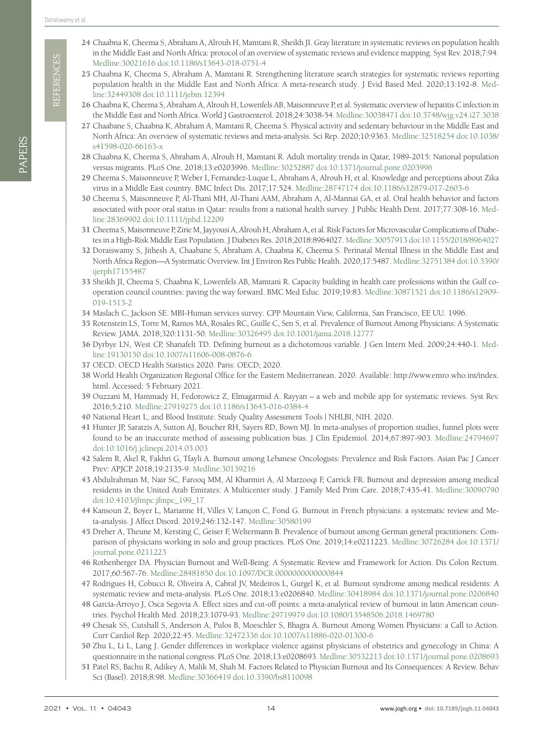24 Chaabna K, Cheema S, Abraham A, Alrouh H, Mamtani R, Sheikh JI. Gray literature in systematic reviews on population health in the Middle East and North Africa: protocol of an overview of systematic reviews and evidence mapping. Syst Rev. 2018;7:94. Medline:30021616 doi:10.1186/s13643-018-0751-4

25 Chaabna K, Cheema S, Abraham A, Mamtani R. Strengthening literature search strategies for systematic reviews reporting population health in the Middle East and North Africa: A meta-research study. J Evid Based Med. 2020;13:192-8. Medline:32449308 doi:10.1111/jebm.12394

26 Chaabna K, Cheema S, Abraham A, Alrouh H, Lowenfels AB, Maisonneuve P, et al. Systematic overview of hepatitis C infection in the Middle East and North Africa. World J Gastroenterol. 2018;24:3038-54. Medline:30038471 doi:10.3748/wjg.v24.i27.3038

27 Chaabane S, Chaabna K, Abraham A, Mamtani R, Cheema S. Physical activity and sedentary behaviour in the Middle East and North Africa: An overview of systematic reviews and meta-analysis. Sci Rep. 2020;10:9363. Medline:32518254 doi:10.1038/s41598-020-66163-x

28 Chaabna K, Cheema S, Abraham A, Alrouh H, Mamtani R. Adult mortality trends in Qatar, 1989-2015: National population versus migrants. PLoS One. 2018;13:e0203996. Medline:30252887 doi:10.1371/journal.pone.0203996

29 Cheema S, Maisonneuve P, Weber I, Fernandez-Luque L, Abraham A, Alrouh H, et al. Knowledge and perceptions about Zika virus in a Middle East country. BMC Infect Dis. 2017;17:524. Medline:28747174 doi:10.1186/s12879-017-2603-6

30 Cheema S, Maisonneuve P, Al-Thani MH, Al-Thani AAM, Abraham A, Al-Mannai GA, et al. Oral health behavior and factors associated with poor oral status in Qatar: results from a national health survey. J Public Health Dent. 2017;77:308-16. Medline:28369902 doi:10.1111/jphd.12209

31 Cheema S, Maisonneuve P, Zirie M, Jayyousi A, Alrouh H, Abraham A, et al. Risk Factors for Microvascular Complications of Diabetes in a High-Risk Middle East Population. J Diabetes Res. 2018;2018:8964027. Medline:30057913 doi:10.1155/2018/8964027

32 Doraiswamy S, Jithesh A, Chaabane S, Abraham A, Chaabna K, Cheema S. Perinatal Mental Illness in the Middle East and North Africa Region—A Systematic Overview. Int J Environ Res Public Health. 2020;17:5487. Medline:32751384 doi:10.3390/ijerph17155487

33 Sheikh JI, Cheema S, Chaabna K, Lowenfels AB, Mamtani R. Capacity building in health care professions within the Gulf cooperation council countries: paving the way forward. BMC Med Educ. 2019;19:83. Medline:30871521 doi:10.1186/s12909-019-1513-2

34 Maslach C, Jackson SE. MBI-Human services survey. CPP Mountain View, California, San Francisco, EE UU. 1996.

35 Rotenstein LS, Torre M, Ramos MA, Rosales RC, Guille C, Sen S, et al. Prevalence of Burnout Among Physicians: A Systematic Review. JAMA. 2018;320:1131-50. Medline:30326495 doi:10.1001/jama.2018.12777

36 Dyrbye LN, West CP, Shanafelt TD. Defining burnout as a dichotomous variable. J Gen Intern Med. 2009;24:440-1. Medline:19130150 doi:10.1007/s11606-008-0876-6

37 OECD. OECD Health Statistics 2020. Paris: OECD; 2020.

38 World Health Organization Regional Office for the Eastern Mediterranean. 2020. Available: http://www.emro.who.int/index.html. Accessed: 5 February 2021.

39 Ouzzani M, Hammady H, Fedorowicz Z, Elmagarmid A. Rayyan – a web and mobile app for systematic reviews. Syst Rev. 2016;5:210. Medline:27919275 doi:10.1186/s13643-016-0384-4

40 National Heart L, and Blood Institute. Study Quality Assessment Tools | NHLBI, NIH. 2020.

41 Hunter JP, Saratzis A, Sutton AJ, Boucher RH, Sayers RD, Bown MJ. In meta-analyses of proportion studies, funnel plots were found to be an inaccurate method of assessing publication bias. J Clin Epidemiol. 2014;67:897-903. Medline:24794697 doi:10.1016/j.jclinepi.2014.03.003

42 Salem R, Akel R, Fakhri G, Tfayli A. Burnout among Lebanese Oncologists: Prevalence and Risk Factors. Asian Pac J Cancer Prev: APJCP. 2018;19:2135-9. Medline:30139216

43 Abdulrahman M, Nair SC, Farooq MM, Al Kharmiri A, Al Marzooqi F, Carrick FR. Burnout and depression among medical residents in the United Arab Emirates: A Multicenter study. J Family Med Prim Care. 2018;7:435-41. Medline:30090790 doi:10.4103/jfmpc.jfmpc_199_17

44 Kansoun Z, Boyer L, Marianne H, Villes V, Lançon C, Fond G. Burnout in French physicians: a systematic review and Meta-analysis. J Affect Disord. 2019;246:132-147. Medline:30580199

45 Dreher A, Theune M, Kersting C, Geiser F, Weltermann B. Prevalence of burnout among German general practitioners: Comparison of physicians working in solo and group practices. PLoS One. 2019;14:e0211223. Medline:30726284 doi:10.1371/journal.pone.0211223

46 Rothenberger DA. Physician Burnout and Well-Being: A Systematic Review and Framework for Action. Dis Colon Rectum. 2017;60:567-76. Medline:28481850 doi:10.1097/DCR.0000000000000844

47 Rodrigues H, Cobucci R, Oliveira A, Cabral JV, Medeiros L, Gurgel K, et al. Burnout syndrome among medical residents: A systematic review and meta-analysis. PLoS One. 2018;13:e0206840. Medline:30418984 doi:10.1371/journal.pone.0206840

48 García-Arroyo J, Osca Segovia A. Effect sizes and cut-off points: a meta-analytical review of burnout in latin American countries. Psychol Health Med. 2018;23:1079-93. Medline:29719979 doi:10.1080/13548506.2018.1469780

49 Chesak SS, Cutshall S, Anderson A, Pulos B, Moeschler S, Bhagra A. Burnout Among Women Physicians: a Call to Action. Curr Cardiol Rep. 2020;22:45. Medline:32472336 doi:10.1007/s11886-020-01300-6

50 Zhu L, Li L, Lang J. Gender differences in workplace violence against physicians of obstetrics and gynecology in China: A questionnaire in the national congress. PLoS One. 2018;13:e0208693. Medline:30532213 doi:10.1371/journal.pone.0208693

51 Patel RS, Bachu R, Adikey A, Malik M, Shah M. Factors Related to Physician Burnout and Its Consequences: A Review. Behav Sci (Basel). 2018;8:98. Medline:30366419 doi:10.3390/bs8110098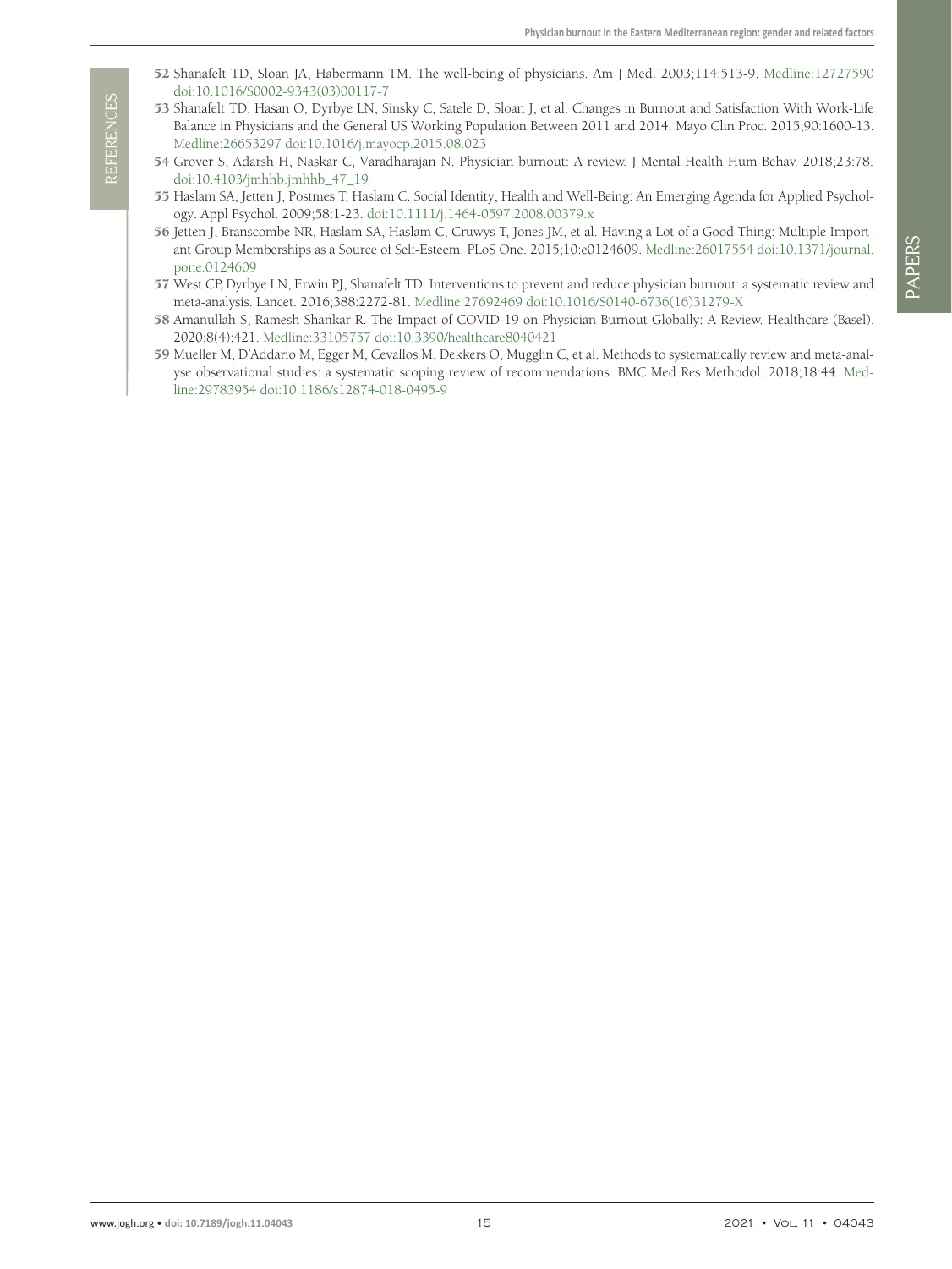52 Shanafelt TD, Sloan JA, Habermann TM. The well-being of physicians. Am J Med. 2003;114:513-9. Medline:12727590 doi:10.1016/S0002-9343(03)00117-7

53 Shanafelt TD, Hasan O, Dyrbye LN, Sinsky C, Satele D, Sloan J, et al. Changes in Burnout and Satisfaction With Work-Life Balance in Physicians and the General US Working Population Between 2011 and 2014. Mayo Clin Proc. 2015;90:1600-13. Medline:26653297 doi:10.1016/j.mayocp.2015.08.023

54 Grover S, Adarsh H, Naskar C, Varadharajan N. Physician burnout: A review. J Mental Health Hum Behav. 2018;23:78. doi:10.4103/jmhhb.jmhhb_47_19

55 Haslam SA, Jetten J, Postmes T, Haslam C. Social Identity, Health and Well-Being: An Emerging Agenda for Applied Psychology. Appl Psychol. 2009;58:1-23. doi:10.1111/j.1464-0597.2008.00379.x

56 Jetten J, Branscombe NR, Haslam SA, Haslam C, Cruwys T, Jones JM, et al. Having a Lot of a Good Thing: Multiple Important Group Memberships as a Source of Self-Esteem. PLoS One. 2015;10:e0124609. Medline:26017554 doi:10.1371/journal.pone.0124609

57 West CP, Dyrbye LN, Erwin PJ, Shanafelt TD. Interventions to prevent and reduce physician burnout: a systematic review and meta-analysis. Lancet. 2016;388:2272-81. Medline:27692469 doi:10.1016/S0140-6736(16)31279-X

58 Amanullah S, Ramesh Shankar R. The Impact of COVID-19 on Physician Burnout Globally: A Review. Healthcare (Basel). 2020;8(4):421. Medline:33105757 doi:10.3390/healthcare8040421

59 Mueller M, D'Addario M, Egger M, Cevallos M, Dekkers O, Mugglin C, et al. Methods to systematically review and meta-analyse observational studies: a systematic scoping review of recommendations. BMC Med Res Methodol. 2018;18:44. Medline:29783954 doi:10.1186/s12874-018-0495-9